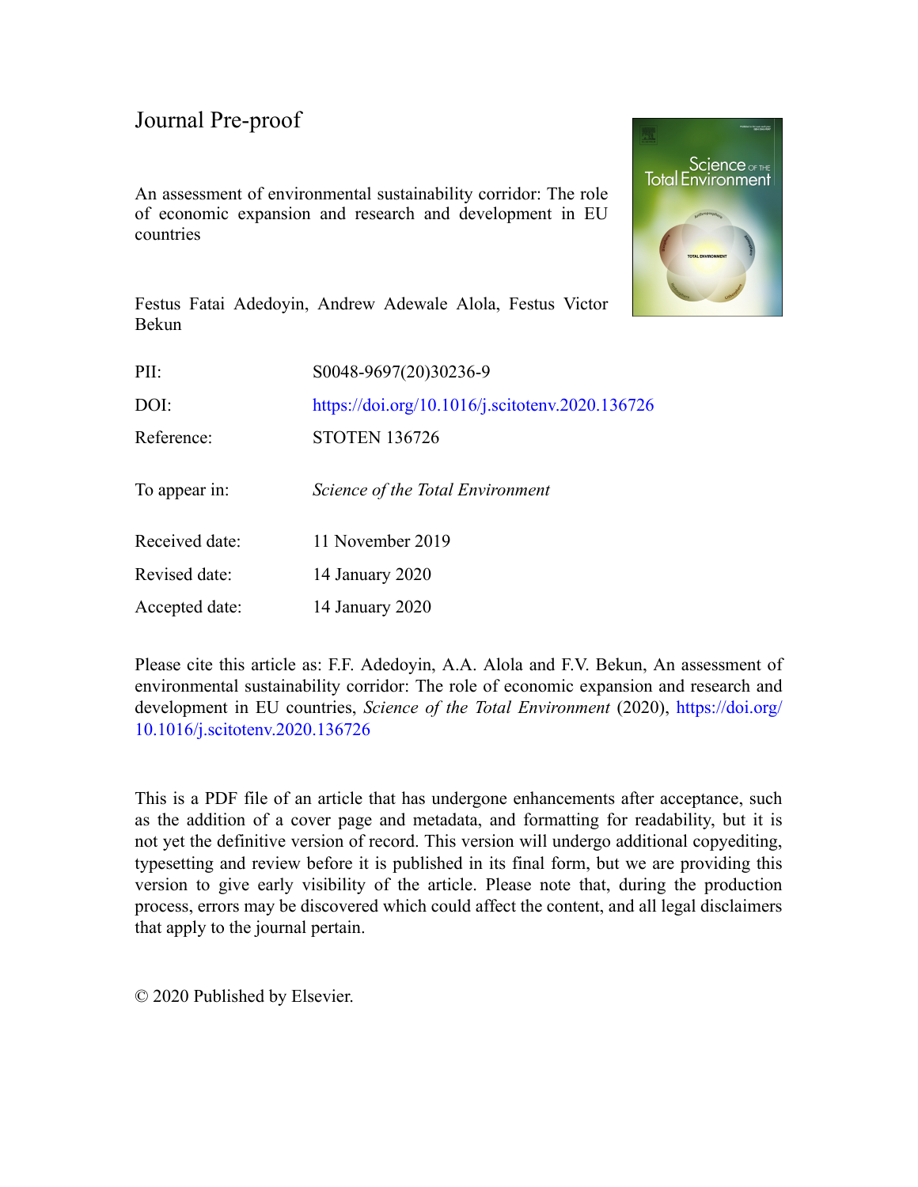Journal Pre-proof

An assessment of environmental sustainability corridor: The role of economic expansion and research and development in EU countries

Festus Fatai Adedoyin, Andrew Adewale Alola, Festus Victor Bekun

| | |
|---|---|
| PII: | S0048-9697(20)30236-9 |
| DOI: | https://doi.org/10.1016/j.scitotenv.2020.136726 |
| Reference: | STOTEN 136726 |
| To appear in: | *Science of the Total Environment* |
| Received date: | 11 November 2019 |
| Revised date: | 14 January 2020 |
| Accepted date: | 14 January 2020 |

Please cite this article as: F.F. Adedoyin, A.A. Alola and F.V. Bekun, An assessment of environmental sustainability corridor: The role of economic expansion and research and development in EU countries, *Science of the Total Environment* (2020), https://doi.org/10.1016/j.scitotenv.2020.136726

This is a PDF file of an article that has undergone enhancements after acceptance, such as the addition of a cover page and metadata, and formatting for readability, but it is not yet the definitive version of record. This version will undergo additional copyediting, typesetting and review before it is published in its final form, but we are providing this version to give early visibility of the article. Please note that, during the production process, errors may be discovered which could affect the content, and all legal disclaimers that apply to the journal pertain.

© 2020 Published by Elsevier.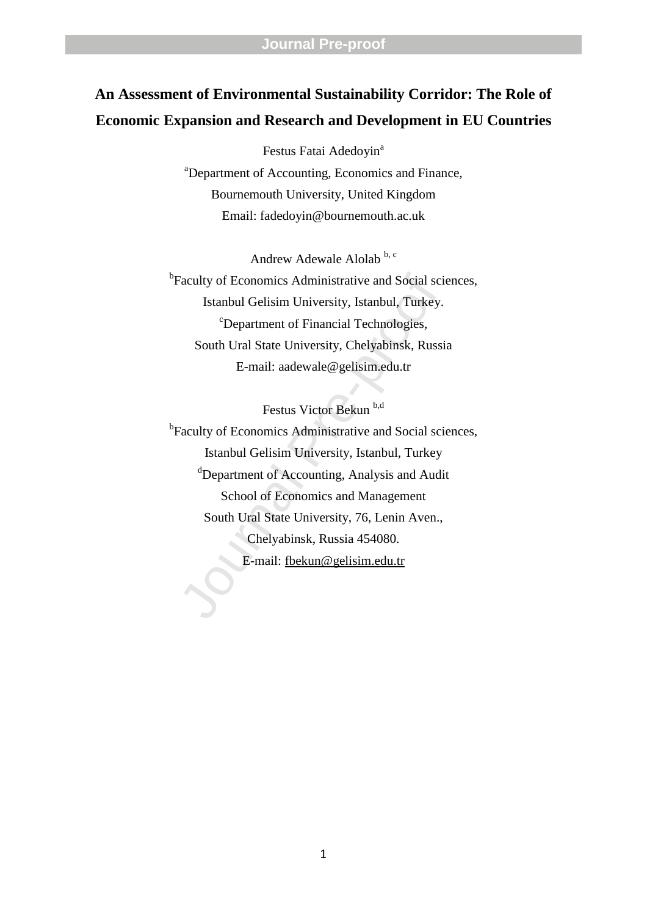# An Assessment of Environmental Sustainability Corridor: The Role of Economic Expansion and Research and Development in EU Countries

Festus Fatai Adedoyin[a]

[a]Department of Accounting, Economics and Finance,
Bournemouth University, United Kingdom
Email: fadedoyin@bournemouth.ac.uk

Andrew Adewale Alolab [b, c]

[b]Faculty of Economics Administrative and Social sciences,
Istanbul Gelisim University, Istanbul, Turkey.
[c]Department of Financial Technologies,
South Ural State University, Chelyabinsk, Russia
E-mail: aadewale@gelisim.edu.tr

Festus Victor Bekun [b,d]

[b]Faculty of Economics Administrative and Social sciences,
Istanbul Gelisim University, Istanbul, Turkey
[d]Department of Accounting, Analysis and Audit
School of Economics and Management
South Ural State University, 76, Lenin Aven.,
Chelyabinsk, Russia 454080.
E-mail: fbekun@gelisim.edu.tr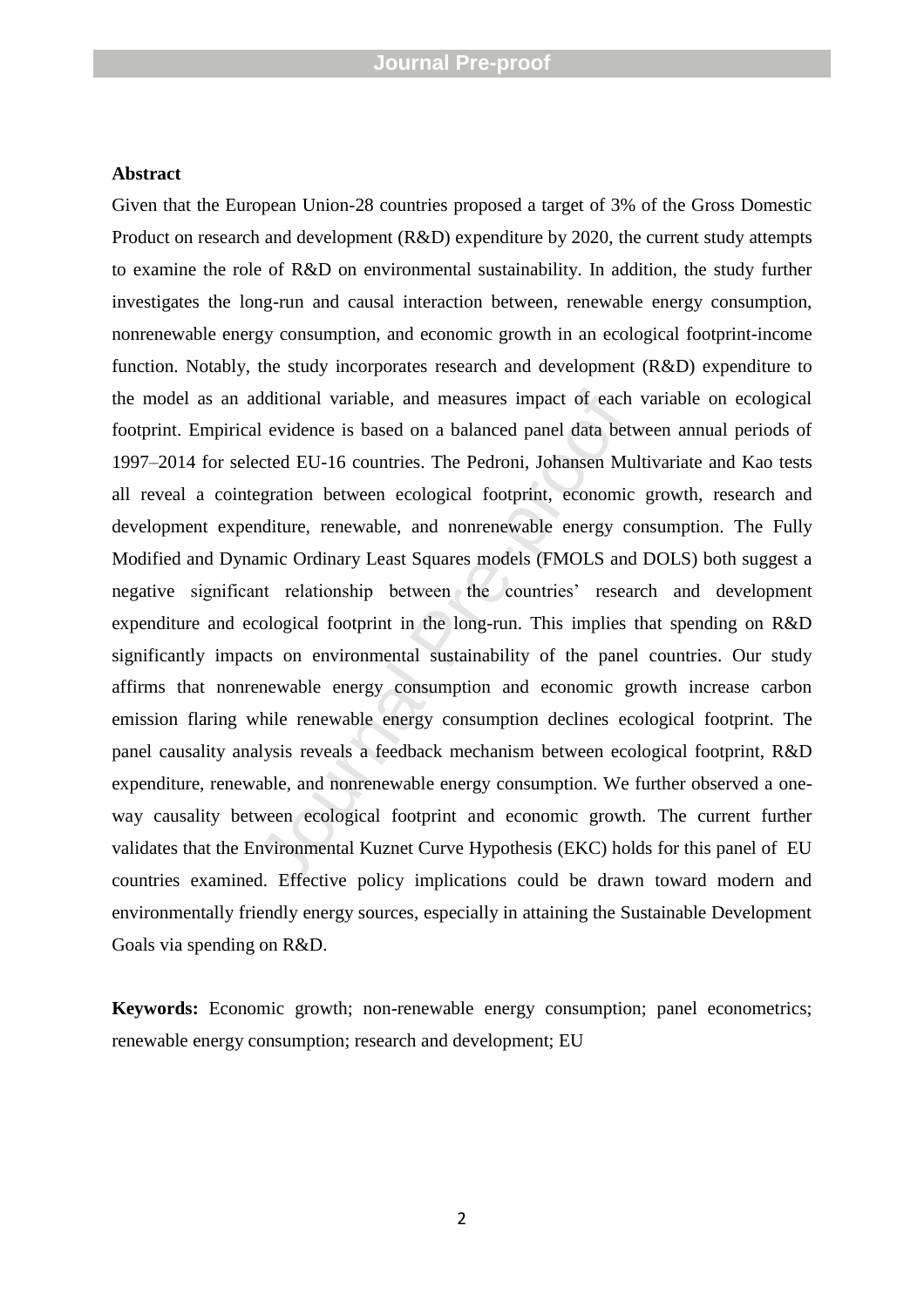**Abstract**

Given that the European Union-28 countries proposed a target of 3% of the Gross Domestic Product on research and development (R&D) expenditure by 2020, the current study attempts to examine the role of R&D on environmental sustainability. In addition, the study further investigates the long-run and causal interaction between, renewable energy consumption, nonrenewable energy consumption, and economic growth in an ecological footprint-income function. Notably, the study incorporates research and development (R&D) expenditure to the model as an additional variable, and measures impact of each variable on ecological footprint. Empirical evidence is based on a balanced panel data between annual periods of 1997–2014 for selected EU-16 countries. The Pedroni, Johansen Multivariate and Kao tests all reveal a cointegration between ecological footprint, economic growth, research and development expenditure, renewable, and nonrenewable energy consumption. The Fully Modified and Dynamic Ordinary Least Squares models (FMOLS and DOLS) both suggest a negative significant relationship between the countries' research and development expenditure and ecological footprint in the long-run. This implies that spending on R&D significantly impacts on environmental sustainability of the panel countries. Our study affirms that nonrenewable energy consumption and economic growth increase carbon emission flaring while renewable energy consumption declines ecological footprint. The panel causality analysis reveals a feedback mechanism between ecological footprint, R&D expenditure, renewable, and nonrenewable energy consumption. We further observed a one-way causality between ecological footprint and economic growth. The current further validates that the Environmental Kuznet Curve Hypothesis (EKC) holds for this panel of EU countries examined. Effective policy implications could be drawn toward modern and environmentally friendly energy sources, especially in attaining the Sustainable Development Goals via spending on R&D.

**Keywords:** Economic growth; non-renewable energy consumption; panel econometrics; renewable energy consumption; research and development; EU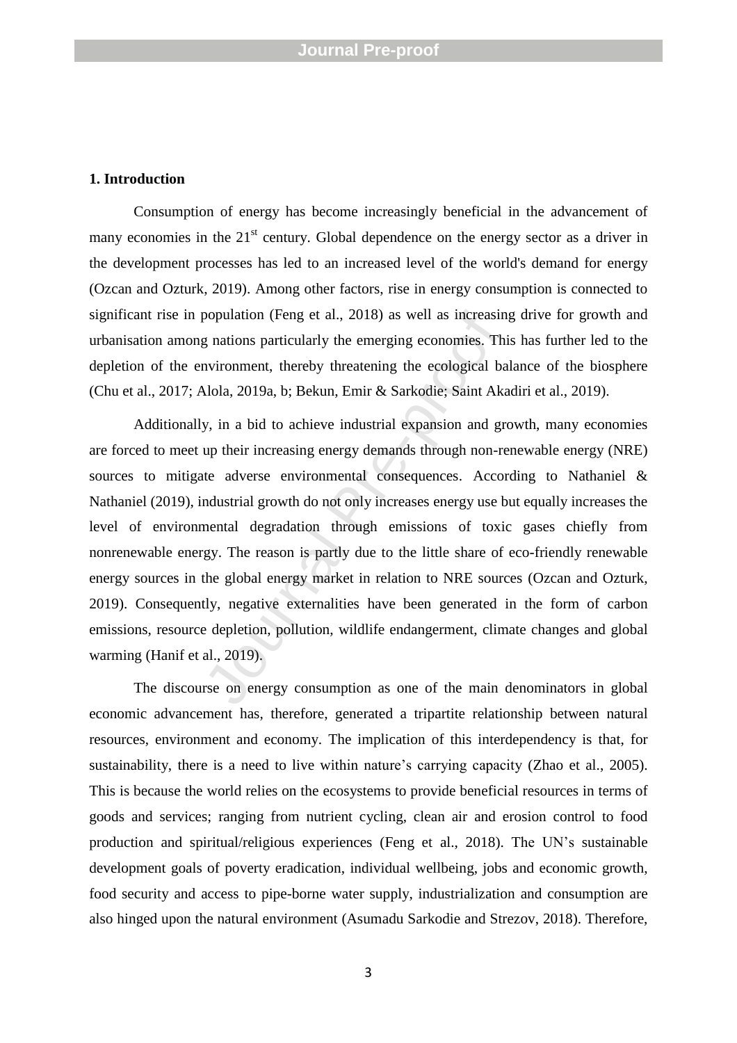## 1. Introduction

Consumption of energy has become increasingly beneficial in the advancement of many economies in the 21st century. Global dependence on the energy sector as a driver in the development processes has led to an increased level of the world's demand for energy (Ozcan and Ozturk, 2019). Among other factors, rise in energy consumption is connected to significant rise in population (Feng et al., 2018) as well as increasing drive for growth and urbanisation among nations particularly the emerging economies. This has further led to the depletion of the environment, thereby threatening the ecological balance of the biosphere (Chu et al., 2017; Alola, 2019a, b; Bekun, Emir & Sarkodie; Saint Akadiri et al., 2019).

Additionally, in a bid to achieve industrial expansion and growth, many economies are forced to meet up their increasing energy demands through non-renewable energy (NRE) sources to mitigate adverse environmental consequences. According to Nathaniel & Nathaniel (2019), industrial growth do not only increases energy use but equally increases the level of environmental degradation through emissions of toxic gases chiefly from nonrenewable energy. The reason is partly due to the little share of eco-friendly renewable energy sources in the global energy market in relation to NRE sources (Ozcan and Ozturk, 2019). Consequently, negative externalities have been generated in the form of carbon emissions, resource depletion, pollution, wildlife endangerment, climate changes and global warming (Hanif et al., 2019).

The discourse on energy consumption as one of the main denominators in global economic advancement has, therefore, generated a tripartite relationship between natural resources, environment and economy. The implication of this interdependency is that, for sustainability, there is a need to live within nature's carrying capacity (Zhao et al., 2005). This is because the world relies on the ecosystems to provide beneficial resources in terms of goods and services; ranging from nutrient cycling, clean air and erosion control to food production and spiritual/religious experiences (Feng et al., 2018). The UN's sustainable development goals of poverty eradication, individual wellbeing, jobs and economic growth, food security and access to pipe-borne water supply, industrialization and consumption are also hinged upon the natural environment (Asumadu Sarkodie and Strezov, 2018). Therefore,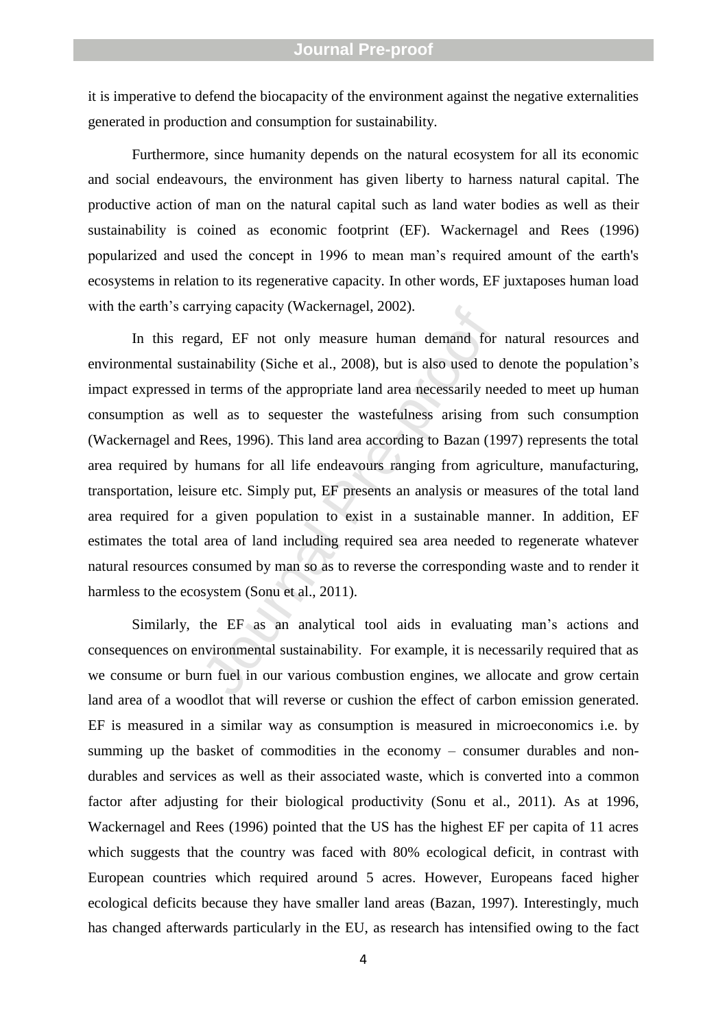it is imperative to defend the biocapacity of the environment against the negative externalities generated in production and consumption for sustainability.

Furthermore, since humanity depends on the natural ecosystem for all its economic and social endeavours, the environment has given liberty to harness natural capital. The productive action of man on the natural capital such as land water bodies as well as their sustainability is coined as economic footprint (EF). Wackernagel and Rees (1996) popularized and used the concept in 1996 to mean man's required amount of the earth's ecosystems in relation to its regenerative capacity. In other words, EF juxtaposes human load with the earth's carrying capacity (Wackernagel, 2002).

In this regard, EF not only measure human demand for natural resources and environmental sustainability (Siche et al., 2008), but is also used to denote the population's impact expressed in terms of the appropriate land area necessarily needed to meet up human consumption as well as to sequester the wastefulness arising from such consumption (Wackernagel and Rees, 1996). This land area according to Bazan (1997) represents the total area required by humans for all life endeavours ranging from agriculture, manufacturing, transportation, leisure etc. Simply put, EF presents an analysis or measures of the total land area required for a given population to exist in a sustainable manner. In addition, EF estimates the total area of land including required sea area needed to regenerate whatever natural resources consumed by man so as to reverse the corresponding waste and to render it harmless to the ecosystem (Sonu et al., 2011).

Similarly, the EF as an analytical tool aids in evaluating man's actions and consequences on environmental sustainability. For example, it is necessarily required that as we consume or burn fuel in our various combustion engines, we allocate and grow certain land area of a woodlot that will reverse or cushion the effect of carbon emission generated. EF is measured in a similar way as consumption is measured in microeconomics i.e. by summing up the basket of commodities in the economy – consumer durables and non-durables and services as well as their associated waste, which is converted into a common factor after adjusting for their biological productivity (Sonu et al., 2011). As at 1996, Wackernagel and Rees (1996) pointed that the US has the highest EF per capita of 11 acres which suggests that the country was faced with 80% ecological deficit, in contrast with European countries which required around 5 acres. However, Europeans faced higher ecological deficits because they have smaller land areas (Bazan, 1997). Interestingly, much has changed afterwards particularly in the EU, as research has intensified owing to the fact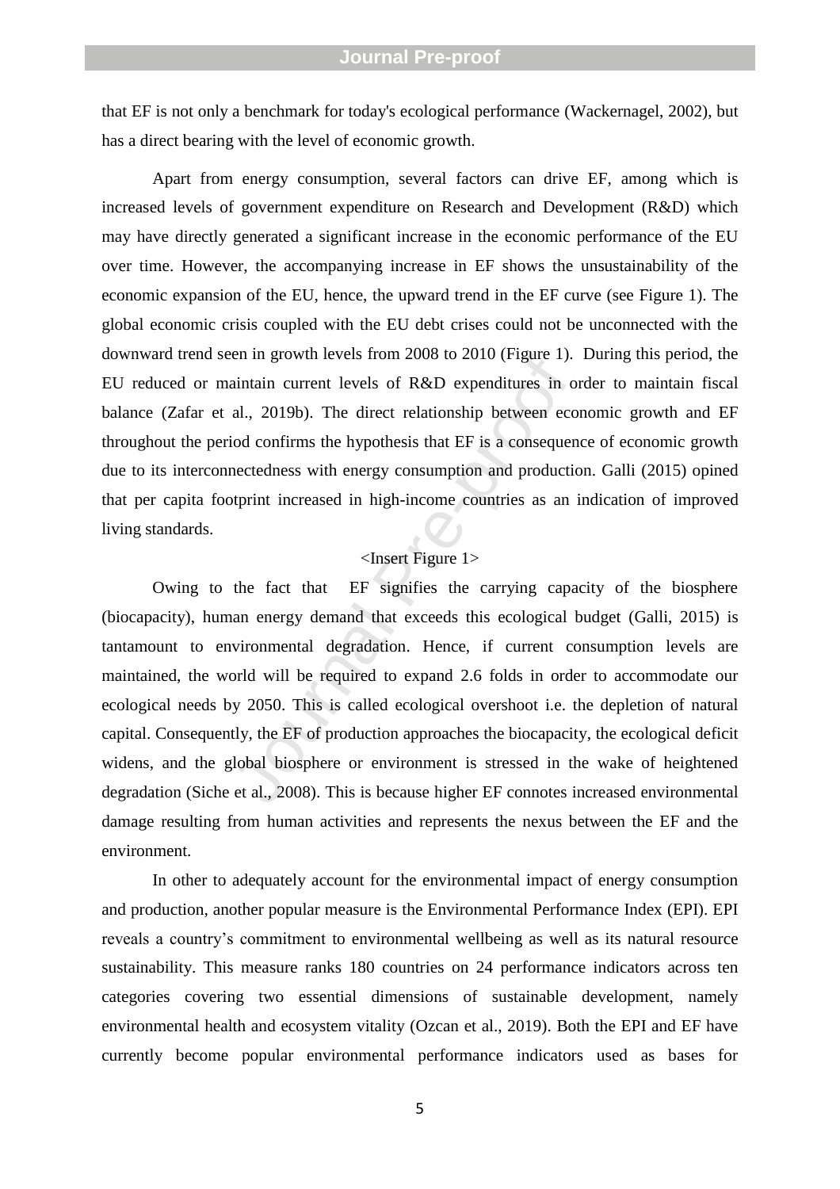that EF is not only a benchmark for today's ecological performance (Wackernagel, 2002), but has a direct bearing with the level of economic growth.

Apart from energy consumption, several factors can drive EF, among which is increased levels of government expenditure on Research and Development (R&D) which may have directly generated a significant increase in the economic performance of the EU over time. However, the accompanying increase in EF shows the unsustainability of the economic expansion of the EU, hence, the upward trend in the EF curve (see Figure 1). The global economic crisis coupled with the EU debt crises could not be unconnected with the downward trend seen in growth levels from 2008 to 2010 (Figure 1). During this period, the EU reduced or maintain current levels of R&D expenditures in order to maintain fiscal balance (Zafar et al., 2019b). The direct relationship between economic growth and EF throughout the period confirms the hypothesis that EF is a consequence of economic growth due to its interconnectedness with energy consumption and production. Galli (2015) opined that per capita footprint increased in high-income countries as an indication of improved living standards.

<Insert Figure 1>

Owing to the fact that EF signifies the carrying capacity of the biosphere (biocapacity), human energy demand that exceeds this ecological budget (Galli, 2015) is tantamount to environmental degradation. Hence, if current consumption levels are maintained, the world will be required to expand 2.6 folds in order to accommodate our ecological needs by 2050. This is called ecological overshoot i.e. the depletion of natural capital. Consequently, the EF of production approaches the biocapacity, the ecological deficit widens, and the global biosphere or environment is stressed in the wake of heightened degradation (Siche et al., 2008). This is because higher EF connotes increased environmental damage resulting from human activities and represents the nexus between the EF and the environment.

In other to adequately account for the environmental impact of energy consumption and production, another popular measure is the Environmental Performance Index (EPI). EPI reveals a country's commitment to environmental wellbeing as well as its natural resource sustainability. This measure ranks 180 countries on 24 performance indicators across ten categories covering two essential dimensions of sustainable development, namely environmental health and ecosystem vitality (Ozcan et al., 2019). Both the EPI and EF have currently become popular environmental performance indicators used as bases for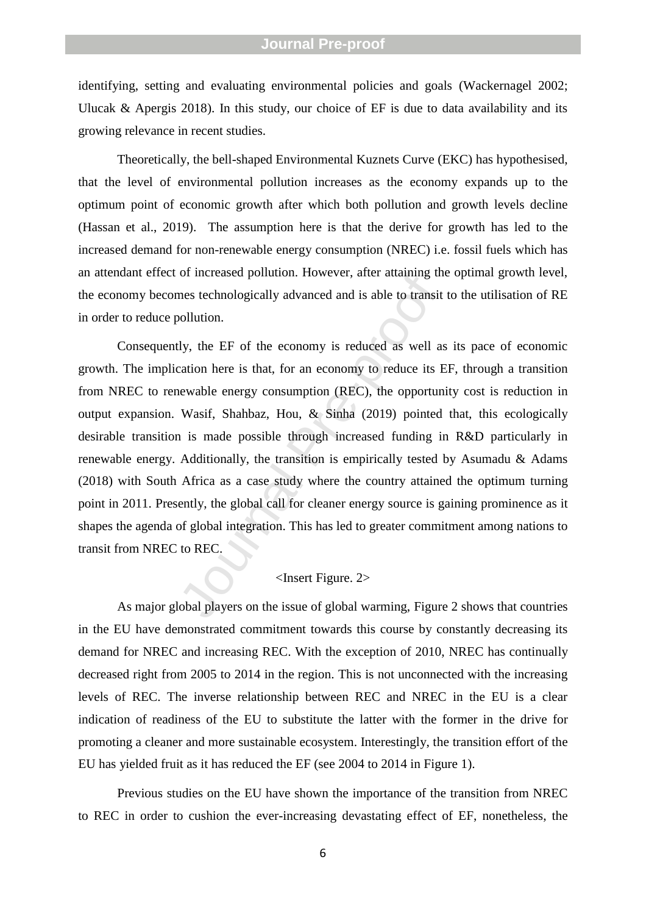identifying, setting and evaluating environmental policies and goals (Wackernagel 2002; Ulucak & Apergis 2018). In this study, our choice of EF is due to data availability and its growing relevance in recent studies.

Theoretically, the bell-shaped Environmental Kuznets Curve (EKC) has hypothesised, that the level of environmental pollution increases as the economy expands up to the optimum point of economic growth after which both pollution and growth levels decline (Hassan et al., 2019). The assumption here is that the derive for growth has led to the increased demand for non-renewable energy consumption (NREC) i.e. fossil fuels which has an attendant effect of increased pollution. However, after attaining the optimal growth level, the economy becomes technologically advanced and is able to transit to the utilisation of RE in order to reduce pollution.

Consequently, the EF of the economy is reduced as well as its pace of economic growth. The implication here is that, for an economy to reduce its EF, through a transition from NREC to renewable energy consumption (REC), the opportunity cost is reduction in output expansion. Wasif, Shahbaz, Hou, & Sinha (2019) pointed that, this ecologically desirable transition is made possible through increased funding in R&D particularly in renewable energy. Additionally, the transition is empirically tested by Asumadu & Adams (2018) with South Africa as a case study where the country attained the optimum turning point in 2011. Presently, the global call for cleaner energy source is gaining prominence as it shapes the agenda of global integration. This has led to greater commitment among nations to transit from NREC to REC.

<Insert Figure. 2>

As major global players on the issue of global warming, Figure 2 shows that countries in the EU have demonstrated commitment towards this course by constantly decreasing its demand for NREC and increasing REC. With the exception of 2010, NREC has continually decreased right from 2005 to 2014 in the region. This is not unconnected with the increasing levels of REC. The inverse relationship between REC and NREC in the EU is a clear indication of readiness of the EU to substitute the latter with the former in the drive for promoting a cleaner and more sustainable ecosystem. Interestingly, the transition effort of the EU has yielded fruit as it has reduced the EF (see 2004 to 2014 in Figure 1).

Previous studies on the EU have shown the importance of the transition from NREC to REC in order to cushion the ever-increasing devastating effect of EF, nonetheless, the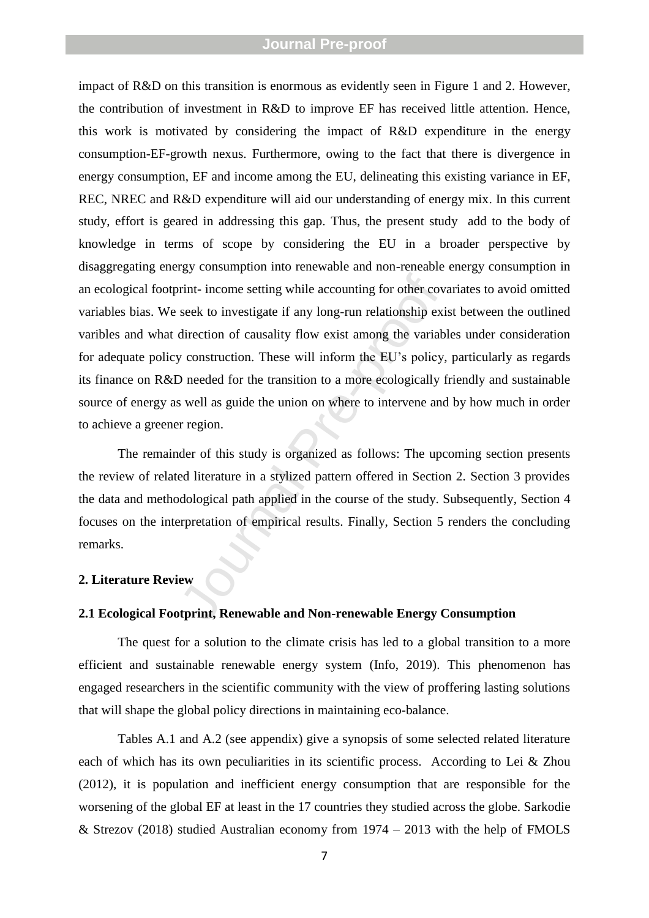impact of R&D on this transition is enormous as evidently seen in Figure 1 and 2. However, the contribution of investment in R&D to improve EF has received little attention. Hence, this work is motivated by considering the impact of R&D expenditure in the energy consumption-EF-growth nexus. Furthermore, owing to the fact that there is divergence in energy consumption, EF and income among the EU, delineating this existing variance in EF, REC, NREC and R&D expenditure will aid our understanding of energy mix. In this current study, effort is geared in addressing this gap. Thus, the present study add to the body of knowledge in terms of scope by considering the EU in a broader perspective by disaggregating energy consumption into renewable and non-reneable energy consumption in an ecological footprint- income setting while accounting for other covariates to avoid omitted variables bias. We seek to investigate if any long-run relationship exist between the outlined varibles and what direction of causality flow exist among the variables under consideration for adequate policy construction. These will inform the EU's policy, particularly as regards its finance on R&D needed for the transition to a more ecologically friendly and sustainable source of energy as well as guide the union on where to intervene and by how much in order to achieve a greener region.

The remainder of this study is organized as follows: The upcoming section presents the review of related literature in a stylized pattern offered in Section 2. Section 3 provides the data and methodological path applied in the course of the study. Subsequently, Section 4 focuses on the interpretation of empirical results. Finally, Section 5 renders the concluding remarks.

## 2. Literature Review

### 2.1 Ecological Footprint, Renewable and Non-renewable Energy Consumption

The quest for a solution to the climate crisis has led to a global transition to a more efficient and sustainable renewable energy system (Info, 2019). This phenomenon has engaged researchers in the scientific community with the view of proffering lasting solutions that will shape the global policy directions in maintaining eco-balance.

Tables A.1 and A.2 (see appendix) give a synopsis of some selected related literature each of which has its own peculiarities in its scientific process. According to Lei & Zhou (2012), it is population and inefficient energy consumption that are responsible for the worsening of the global EF at least in the 17 countries they studied across the globe. Sarkodie & Strezov (2018) studied Australian economy from 1974 – 2013 with the help of FMOLS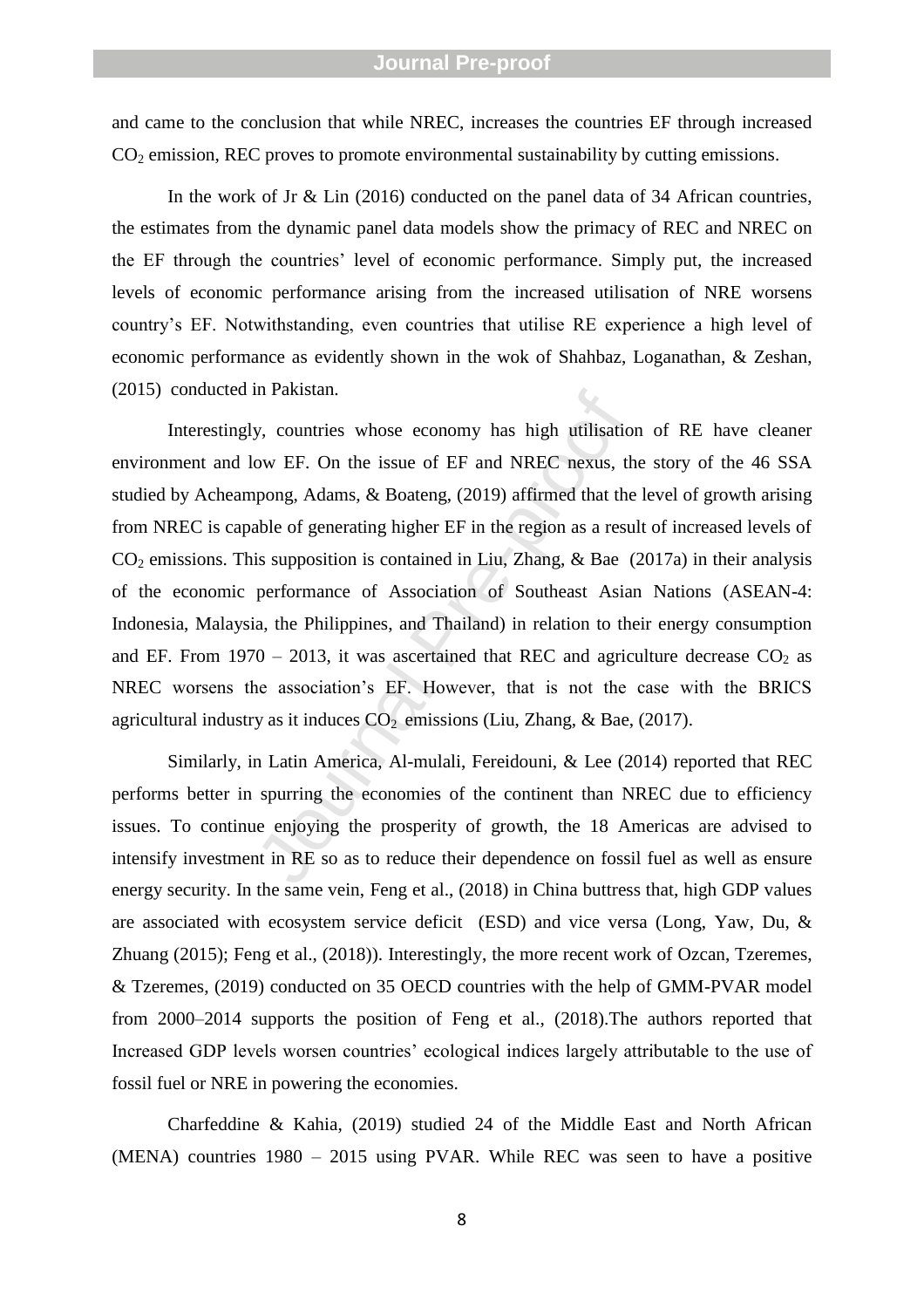and came to the conclusion that while NREC, increases the countries EF through increased $CO_2$ emission, REC proves to promote environmental sustainability by cutting emissions.

In the work of Jr & Lin (2016) conducted on the panel data of 34 African countries, the estimates from the dynamic panel data models show the primacy of REC and NREC on the EF through the countries' level of economic performance. Simply put, the increased levels of economic performance arising from the increased utilisation of NRE worsens country's EF. Notwithstanding, even countries that utilise RE experience a high level of economic performance as evidently shown in the wok of Shahbaz, Loganathan, & Zeshan, (2015) conducted in Pakistan.

Interestingly, countries whose economy has high utilisation of RE have cleaner environment and low EF. On the issue of EF and NREC nexus, the story of the 46 SSA studied by Acheampong, Adams, & Boateng, (2019) affirmed that the level of growth arising from NREC is capable of generating higher EF in the region as a result of increased levels of $CO_2$ emissions. This supposition is contained in Liu, Zhang, & Bae (2017a) in their analysis of the economic performance of Association of Southeast Asian Nations (ASEAN-4: Indonesia, Malaysia, the Philippines, and Thailand) in relation to their energy consumption and EF. From 1970 – 2013, it was ascertained that REC and agriculture decrease $CO_2$ as NREC worsens the association's EF. However, that is not the case with the BRICS agricultural industry as it induces $CO_2$ emissions (Liu, Zhang, & Bae, (2017).

Similarly, in Latin America, Al-mulali, Fereidouni, & Lee (2014) reported that REC performs better in spurring the economies of the continent than NREC due to efficiency issues. To continue enjoying the prosperity of growth, the 18 Americas are advised to intensify investment in RE so as to reduce their dependence on fossil fuel as well as ensure energy security. In the same vein, Feng et al., (2018) in China buttress that, high GDP values are associated with ecosystem service deficit (ESD) and vice versa (Long, Yaw, Du, & Zhuang (2015); Feng et al., (2018)). Interestingly, the more recent work of Ozcan, Tzeremes, & Tzeremes, (2019) conducted on 35 OECD countries with the help of GMM-PVAR model from 2000–2014 supports the position of Feng et al., (2018).The authors reported that Increased GDP levels worsen countries' ecological indices largely attributable to the use of fossil fuel or NRE in powering the economies.

Charfeddine & Kahia, (2019) studied 24 of the Middle East and North African (MENA) countries 1980 – 2015 using PVAR. While REC was seen to have a positive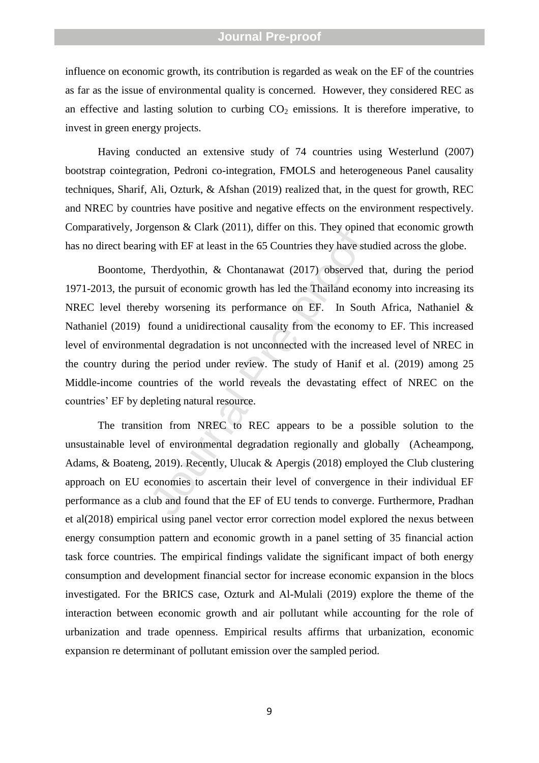influence on economic growth, its contribution is regarded as weak on the EF of the countries as far as the issue of environmental quality is concerned. However, they considered REC as an effective and lasting solution to curbing $CO_2$ emissions. It is therefore imperative, to invest in green energy projects.

Having conducted an extensive study of 74 countries using Westerlund (2007) bootstrap cointegration, Pedroni co-integration, FMOLS and heterogeneous Panel causality techniques, Sharif, Ali, Ozturk, & Afshan (2019) realized that, in the quest for growth, REC and NREC by countries have positive and negative effects on the environment respectively. Comparatively, Jorgenson & Clark (2011), differ on this. They opined that economic growth has no direct bearing with EF at least in the 65 Countries they have studied across the globe.

Boontome, Therdyothin, & Chontanawat (2017) observed that, during the period 1971-2013, the pursuit of economic growth has led the Thailand economy into increasing its NREC level thereby worsening its performance on EF. In South Africa, Nathaniel & Nathaniel (2019) found a unidirectional causality from the economy to EF. This increased level of environmental degradation is not unconnected with the increased level of NREC in the country during the period under review. The study of Hanif et al. (2019) among 25 Middle-income countries of the world reveals the devastating effect of NREC on the countries' EF by depleting natural resource.

The transition from NREC to REC appears to be a possible solution to the unsustainable level of environmental degradation regionally and globally (Acheampong, Adams, & Boateng, 2019). Recently, Ulucak & Apergis (2018) employed the Club clustering approach on EU economies to ascertain their level of convergence in their individual EF performance as a club and found that the EF of EU tends to converge. Furthermore, Pradhan et al(2018) empirical using panel vector error correction model explored the nexus between energy consumption pattern and economic growth in a panel setting of 35 financial action task force countries. The empirical findings validate the significant impact of both energy consumption and development financial sector for increase economic expansion in the blocs investigated. For the BRICS case, Ozturk and Al-Mulali (2019) explore the theme of the interaction between economic growth and air pollutant while accounting for the role of urbanization and trade openness. Empirical results affirms that urbanization, economic expansion re determinant of pollutant emission over the sampled period.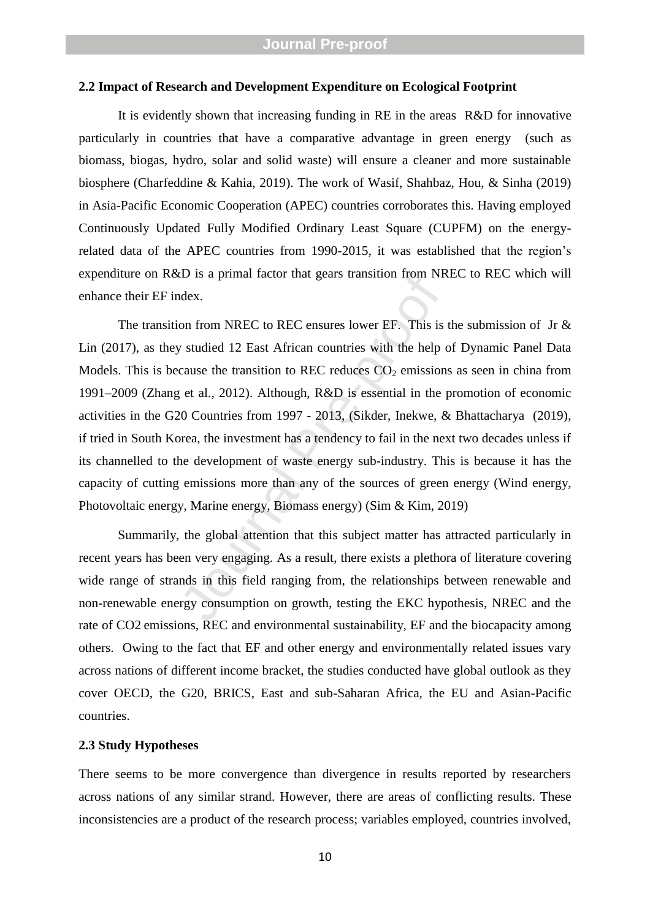### 2.2 Impact of Research and Development Expenditure on Ecological Footprint

It is evidently shown that increasing funding in RE in the areas R&D for innovative particularly in countries that have a comparative advantage in green energy (such as biomass, biogas, hydro, solar and solid waste) will ensure a cleaner and more sustainable biosphere (Charfeddine & Kahia, 2019). The work of Wasif, Shahbaz, Hou, & Sinha (2019) in Asia-Pacific Economic Cooperation (APEC) countries corroborates this. Having employed Continuously Updated Fully Modified Ordinary Least Square (CUPFM) on the energy-related data of the APEC countries from 1990-2015, it was established that the region's expenditure on R&D is a primal factor that gears transition from NREC to REC which will enhance their EF index.

The transition from NREC to REC ensures lower EF. This is the submission of Jr & Lin (2017), as they studied 12 East African countries with the help of Dynamic Panel Data Models. This is because the transition to REC reduces $CO_2$ emissions as seen in china from 1991–2009 (Zhang et al., 2012). Although, R&D is essential in the promotion of economic activities in the G20 Countries from 1997 - 2013, (Sikder, Inekwe, & Bhattacharya (2019), if tried in South Korea, the investment has a tendency to fail in the next two decades unless if its channelled to the development of waste energy sub-industry. This is because it has the capacity of cutting emissions more than any of the sources of green energy (Wind energy, Photovoltaic energy, Marine energy, Biomass energy) (Sim & Kim, 2019)

Summarily, the global attention that this subject matter has attracted particularly in recent years has been very engaging. As a result, there exists a plethora of literature covering wide range of strands in this field ranging from, the relationships between renewable and non-renewable energy consumption on growth, testing the EKC hypothesis, NREC and the rate of CO2 emissions, REC and environmental sustainability, EF and the biocapacity among others. Owing to the fact that EF and other energy and environmentally related issues vary across nations of different income bracket, the studies conducted have global outlook as they cover OECD, the G20, BRICS, East and sub-Saharan Africa, the EU and Asian-Pacific countries.

### 2.3 Study Hypotheses

There seems to be more convergence than divergence in results reported by researchers across nations of any similar strand. However, there are areas of conflicting results. These inconsistencies are a product of the research process; variables employed, countries involved,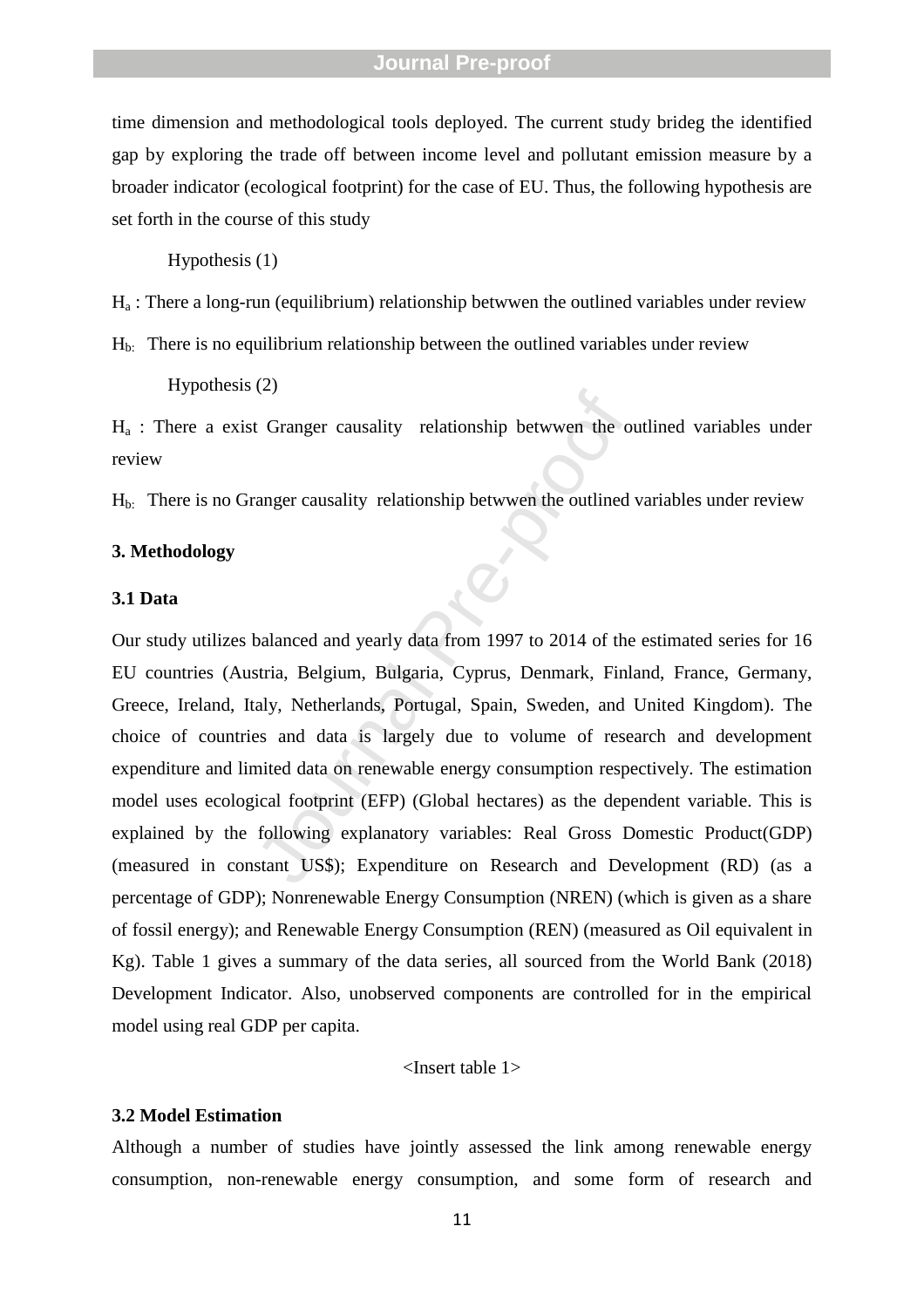time dimension and methodological tools deployed. The current study brideg the identified gap by exploring the trade off between income level and pollutant emission measure by a broader indicator (ecological footprint) for the case of EU. Thus, the following hypothesis are set forth in the course of this study

Hypothesis (1)

$H_a$ : There a long-run (equilibrium) relationship betwwen the outlined variables under review

$H_{b:}$ There is no equilibrium relationship between the outlined variables under review

Hypothesis (2)

$H_a$ : There a exist Granger causality relationship betwwen the outlined variables under review

$H_{b:}$ There is no Granger causality relationship betwwen the outlined variables under review

### 3. Methodology

#### 3.1 Data

Our study utilizes balanced and yearly data from 1997 to 2014 of the estimated series for 16 EU countries (Austria, Belgium, Bulgaria, Cyprus, Denmark, Finland, France, Germany, Greece, Ireland, Italy, Netherlands, Portugal, Spain, Sweden, and United Kingdom). The choice of countries and data is largely due to volume of research and development expenditure and limited data on renewable energy consumption respectively. The estimation model uses ecological footprint (EFP) (Global hectares) as the dependent variable. This is explained by the following explanatory variables: Real Gross Domestic Product(GDP) (measured in constant US$); Expenditure on Research and Development (RD) (as a percentage of GDP); Nonrenewable Energy Consumption (NREN) (which is given as a share of fossil energy); and Renewable Energy Consumption (REN) (measured as Oil equivalent in Kg). Table 1 gives a summary of the data series, all sourced from the World Bank (2018) Development Indicator. Also, unobserved components are controlled for in the empirical model using real GDP per capita.

<Insert table 1>

#### 3.2 Model Estimation

Although a number of studies have jointly assessed the link among renewable energy consumption, non-renewable energy consumption, and some form of research and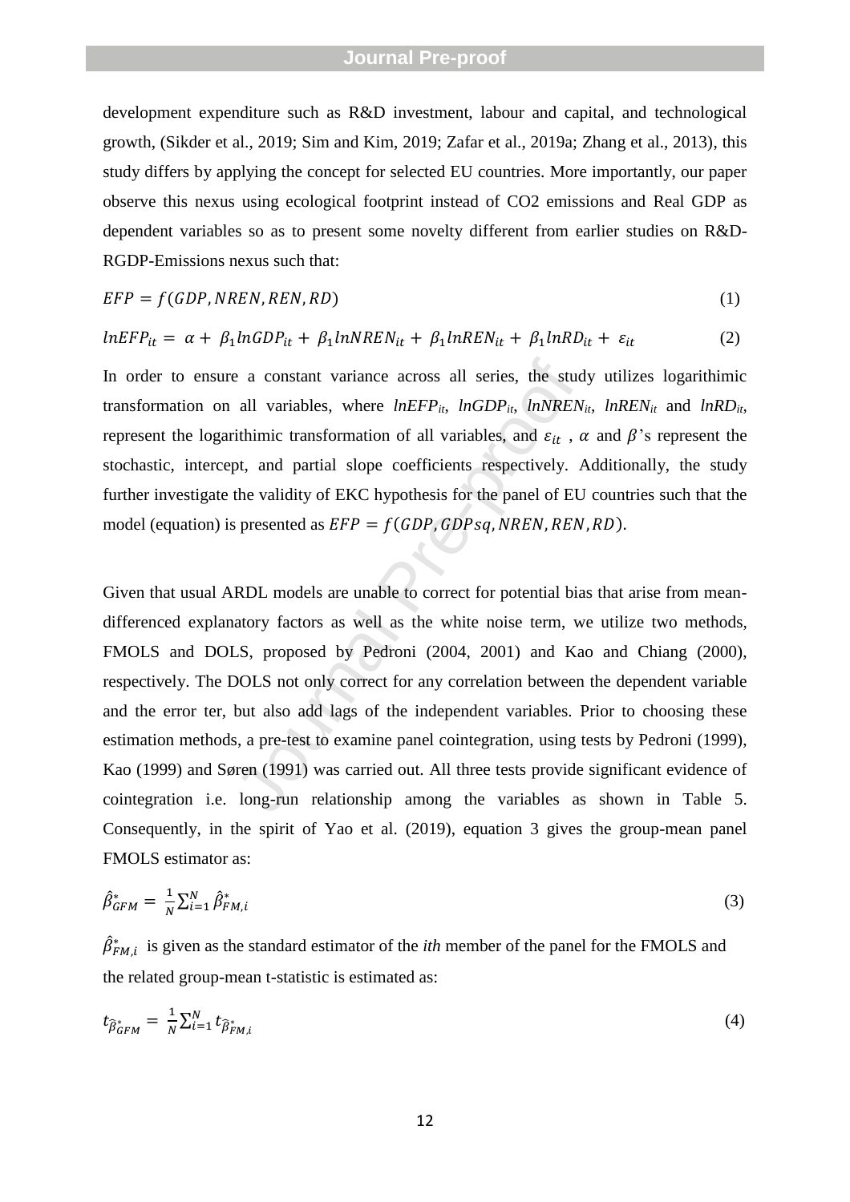development expenditure such as R&D investment, labour and capital, and technological growth, (Sikder et al., 2019; Sim and Kim, 2019; Zafar et al., 2019a; Zhang et al., 2013), this study differs by applying the concept for selected EU countries. More importantly, our paper observe this nexus using ecological footprint instead of CO2 emissions and Real GDP as dependent variables so as to present some novelty different from earlier studies on R&D-RGDP-Emissions nexus such that:

$$EFP = f(GDP, NREN, REN, RD) \tag{1}$$

$$lnEFP_{it} = \alpha + \beta_1 lnGDP_{it} + \beta_1 lnNREN_{it} + \beta_1 lnREN_{it} + \beta_1 lnRD_{it} + \varepsilon_{it} \tag{2}$$

In order to ensure a constant variance across all series, the study utilizes logarithimic transformation on all variables, where $lnEFP_{it}$, $lnGDP_{it}$, $lnNREN_{it}$, $lnREN_{it}$ and $lnRD_{it}$, represent the logarithimic transformation of all variables, and $\varepsilon_{it}$ , $\alpha$ and $\beta$'s represent the stochastic, intercept, and partial slope coefficients respectively. Additionally, the study further investigate the validity of EKC hypothesis for the panel of EU countries such that the model (equation) is presented as $EFP = f(GDP, GDPsq, NREN, REN, RD)$.

Given that usual ARDL models are unable to correct for potential bias that arise from mean-differenced explanatory factors as well as the white noise term, we utilize two methods, FMOLS and DOLS, proposed by Pedroni (2004, 2001) and Kao and Chiang (2000), respectively. The DOLS not only correct for any correlation between the dependent variable and the error ter, but also add lags of the independent variables. Prior to choosing these estimation methods, a pre-test to examine panel cointegration, using tests by Pedroni (1999), Kao (1999) and Søren (1991) was carried out. All three tests provide significant evidence of cointegration i.e. long-run relationship among the variables as shown in Table 5. Consequently, in the spirit of Yao et al. (2019), equation 3 gives the group-mean panel FMOLS estimator as:

$$\hat{\beta}^*_{GFM} = \frac{1}{N}\sum_{i=1}^{N} \hat{\beta}^*_{FM,i} \tag{3}$$

$\hat{\beta}^*_{FM,i}$ is given as the standard estimator of the *ith* member of the panel for the FMOLS and the related group-mean t-statistic is estimated as:

$$t_{\hat{\beta}^*_{GFM}} = \frac{1}{N}\sum_{i=1}^{N} t_{\hat{\beta}^*_{FM,i}} \tag{4}$$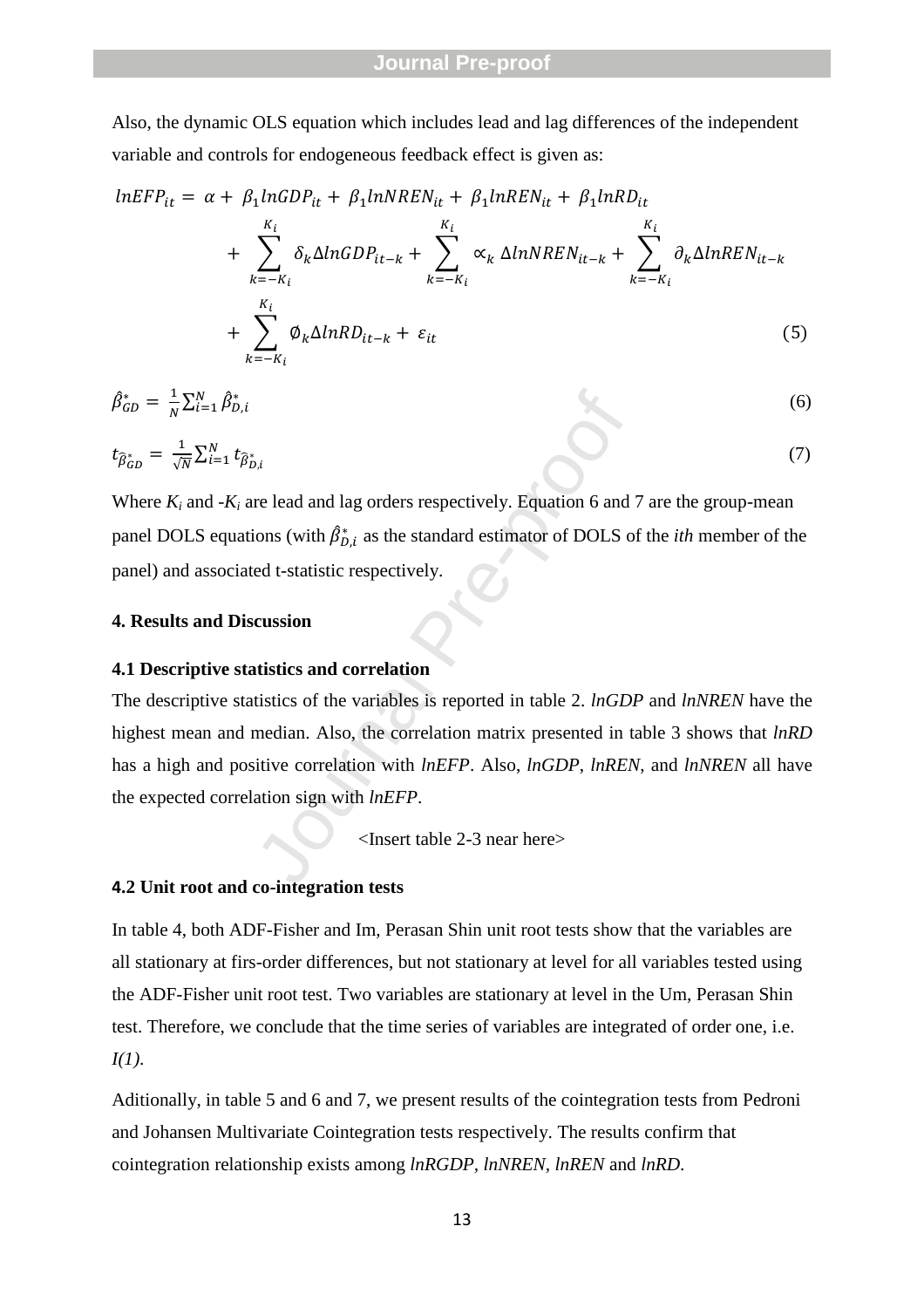Also, the dynamic OLS equation which includes lead and lag differences of the independent variable and controls for endogeneous feedback effect is given as:

$$lnEFP_{it} = \alpha + \beta_1 lnGDP_{it} + \beta_1 lnNREN_{it} + \beta_1 lnREN_{it} + \beta_1 lnRD_{it} + \sum_{k=-K_i}^{K_i} \delta_k \Delta lnGDP_{it-k} + \sum_{k=-K_i}^{K_i} \propto_k \Delta lnNREN_{it-k} + \sum_{k=-K_i}^{K_i} \partial_k \Delta lnREN_{it-k} + \sum_{k=-K_i}^{K_i} \emptyset_k \Delta lnRD_{it-k} + \varepsilon_{it} \tag{5}$$

$$\hat{\beta}_{GD}^{*} = \frac{1}{N} \sum_{i=1}^{N} \hat{\beta}_{D,i}^{*} \tag{6}$$

$$t_{\hat{\beta}_{GD}^{*}} = \frac{1}{\sqrt{N}} \sum_{i=1}^{N} t_{\hat{\beta}_{D,i}^{*}} \tag{7}$$

Where $K_i$ and $-K_i$ are lead and lag orders respectively. Equation 6 and 7 are the group-mean panel DOLS equations (with $\hat{\beta}_{D,i}^{*}$ as the standard estimator of DOLS of the *ith* member of the panel) and associated t-statistic respectively.

## 4. Results and Discussion

### 4.1 Descriptive statistics and correlation

The descriptive statistics of the variables is reported in table 2. *lnGDP* and *lnNREN* have the highest mean and median. Also, the correlation matrix presented in table 3 shows that *lnRD* has a high and positive correlation with *lnEFP*. Also, *lnGDP*, *lnREN*, and *lnNREN* all have the expected correlation sign with *lnEFP*.

<Insert table 2-3 near here>

### 4.2 Unit root and co-integration tests

In table 4, both ADF-Fisher and Im, Perasan Shin unit root tests show that the variables are all stationary at firs-order differences, but not stationary at level for all variables tested using the ADF-Fisher unit root test. Two variables are stationary at level in the Um, Perasan Shin test. Therefore, we conclude that the time series of variables are integrated of order one, i.e. *I(1)*.

Aditionally, in table 5 and 6 and 7, we present results of the cointegration tests from Pedroni and Johansen Multivariate Cointegration tests respectively. The results confirm that cointegration relationship exists among *lnRGDP*, *lnNREN*, *lnREN* and *lnRD*.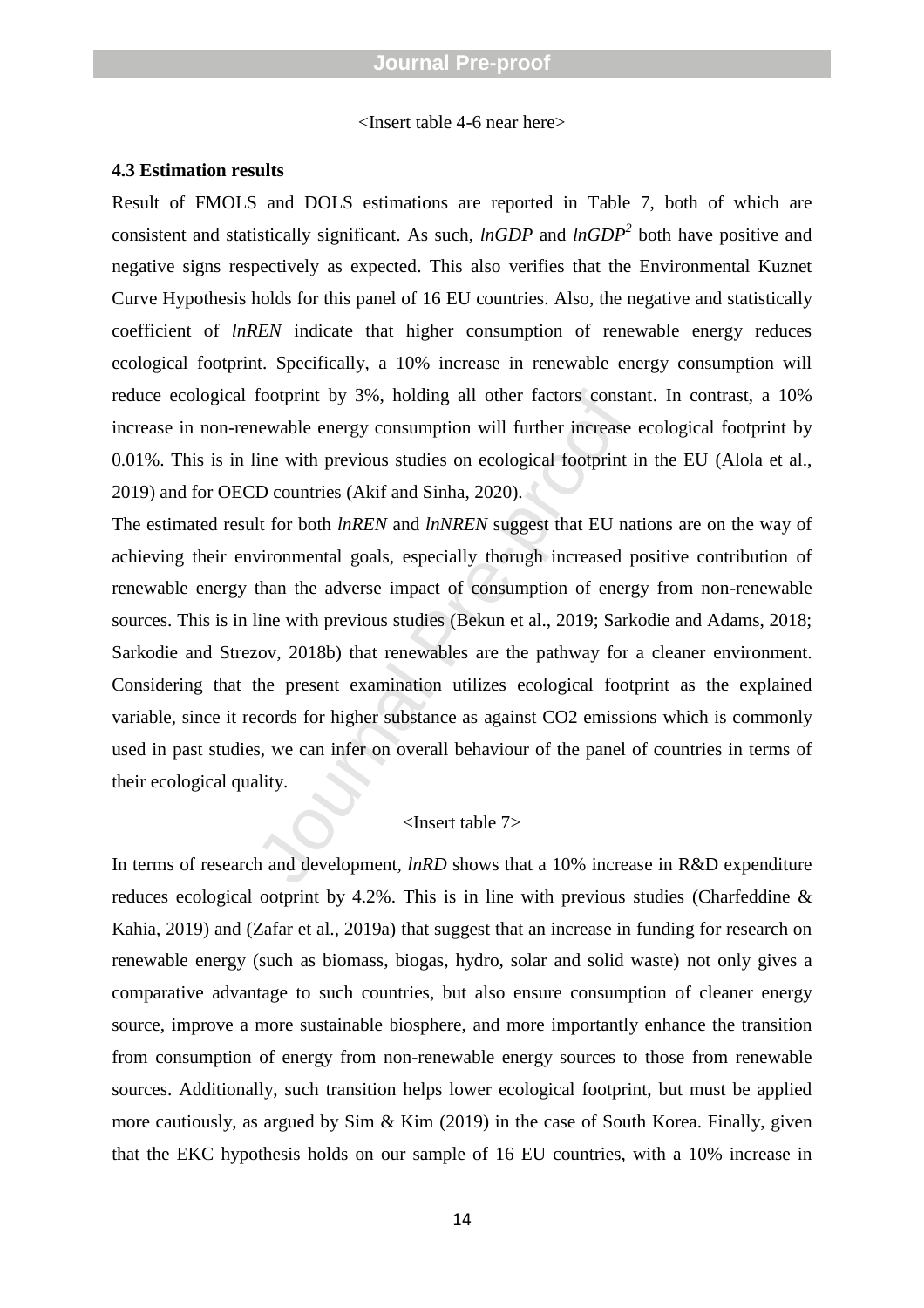<Insert table 4-6 near here>

### 4.3 Estimation results

Result of FMOLS and DOLS estimations are reported in Table 7, both of which are consistent and statistically significant. As such, *lnGDP* and *lnGDP²* both have positive and negative signs respectively as expected. This also verifies that the Environmental Kuznet Curve Hypothesis holds for this panel of 16 EU countries. Also, the negative and statistically coefficient of *lnREN* indicate that higher consumption of renewable energy reduces ecological footprint. Specifically, a 10% increase in renewable energy consumption will reduce ecological footprint by 3%, holding all other factors constant. In contrast, a 10% increase in non-renewable energy consumption will further increase ecological footprint by 0.01%. This is in line with previous studies on ecological footprint in the EU (Alola et al., 2019) and for OECD countries (Akif and Sinha, 2020).

The estimated result for both *lnREN* and *lnNREN* suggest that EU nations are on the way of achieving their environmental goals, especially thorugh increased positive contribution of renewable energy than the adverse impact of consumption of energy from non-renewable sources. This is in line with previous studies (Bekun et al., 2019; Sarkodie and Adams, 2018; Sarkodie and Strezov, 2018b) that renewables are the pathway for a cleaner environment. Considering that the present examination utilizes ecological footprint as the explained variable, since it records for higher substance as against CO2 emissions which is commonly used in past studies, we can infer on overall behaviour of the panel of countries in terms of their ecological quality.

<Insert table 7>

In terms of research and development, *lnRD* shows that a 10% increase in R&D expenditure reduces ecological ootprint by 4.2%. This is in line with previous studies (Charfeddine & Kahia, 2019) and (Zafar et al., 2019a) that suggest that an increase in funding for research on renewable energy (such as biomass, biogas, hydro, solar and solid waste) not only gives a comparative advantage to such countries, but also ensure consumption of cleaner energy source, improve a more sustainable biosphere, and more importantly enhance the transition from consumption of energy from non-renewable energy sources to those from renewable sources. Additionally, such transition helps lower ecological footprint, but must be applied more cautiously, as argued by Sim & Kim (2019) in the case of South Korea. Finally, given that the EKC hypothesis holds on our sample of 16 EU countries, with a 10% increase in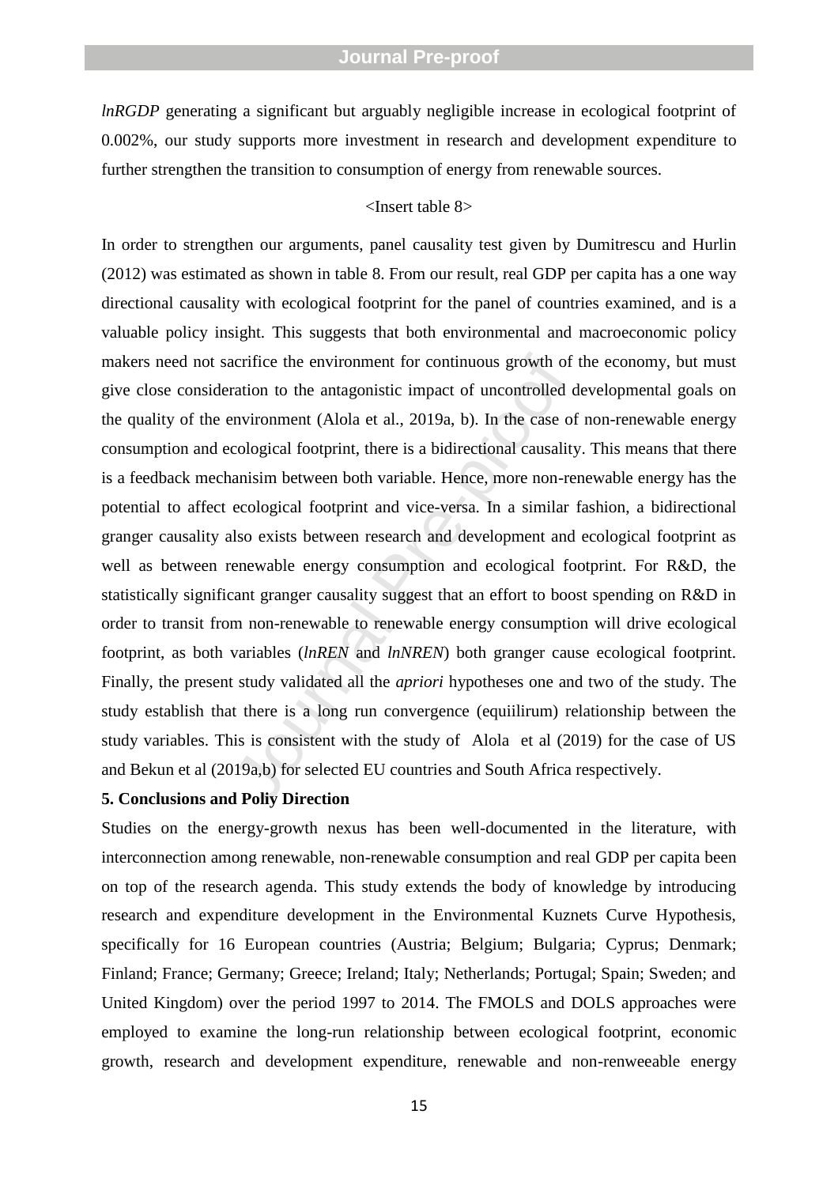*lnRGDP* generating a significant but arguably negligible increase in ecological footprint of 0.002%, our study supports more investment in research and development expenditure to further strengthen the transition to consumption of energy from renewable sources.

<Insert table 8>

In order to strengthen our arguments, panel causality test given by Dumitrescu and Hurlin (2012) was estimated as shown in table 8. From our result, real GDP per capita has a one way directional causality with ecological footprint for the panel of countries examined, and is a valuable policy insight. This suggests that both environmental and macroeconomic policy makers need not sacrifice the environment for continuous growth of the economy, but must give close consideration to the antagonistic impact of uncontrolled developmental goals on the quality of the environment (Alola et al., 2019a, b). In the case of non-renewable energy consumption and ecological footprint, there is a bidirectional causality. This means that there is a feedback mechanisim between both variable. Hence, more non-renewable energy has the potential to affect ecological footprint and vice-versa. In a similar fashion, a bidirectional granger causality also exists between research and development and ecological footprint as well as between renewable energy consumption and ecological footprint. For R&D, the statistically significant granger causality suggest that an effort to boost spending on R&D in order to transit from non-renewable to renewable energy consumption will drive ecological footprint, as both variables (*lnREN* and *lnNREN*) both granger cause ecological footprint. Finally, the present study validated all the *apriori* hypotheses one and two of the study. The study establish that there is a long run convergence (equiilirum) relationship between the study variables. This is consistent with the study of Alola et al (2019) for the case of US and Bekun et al (2019a,b) for selected EU countries and South Africa respectively.

**5. Conclusions and Poliy Direction**

Studies on the energy-growth nexus has been well-documented in the literature, with interconnection among renewable, non-renewable consumption and real GDP per capita been on top of the research agenda. This study extends the body of knowledge by introducing research and expenditure development in the Environmental Kuznets Curve Hypothesis, specifically for 16 European countries (Austria; Belgium; Bulgaria; Cyprus; Denmark; Finland; France; Germany; Greece; Ireland; Italy; Netherlands; Portugal; Spain; Sweden; and United Kingdom) over the period 1997 to 2014. The FMOLS and DOLS approaches were employed to examine the long-run relationship between ecological footprint, economic growth, research and development expenditure, renewable and non-renweeable energy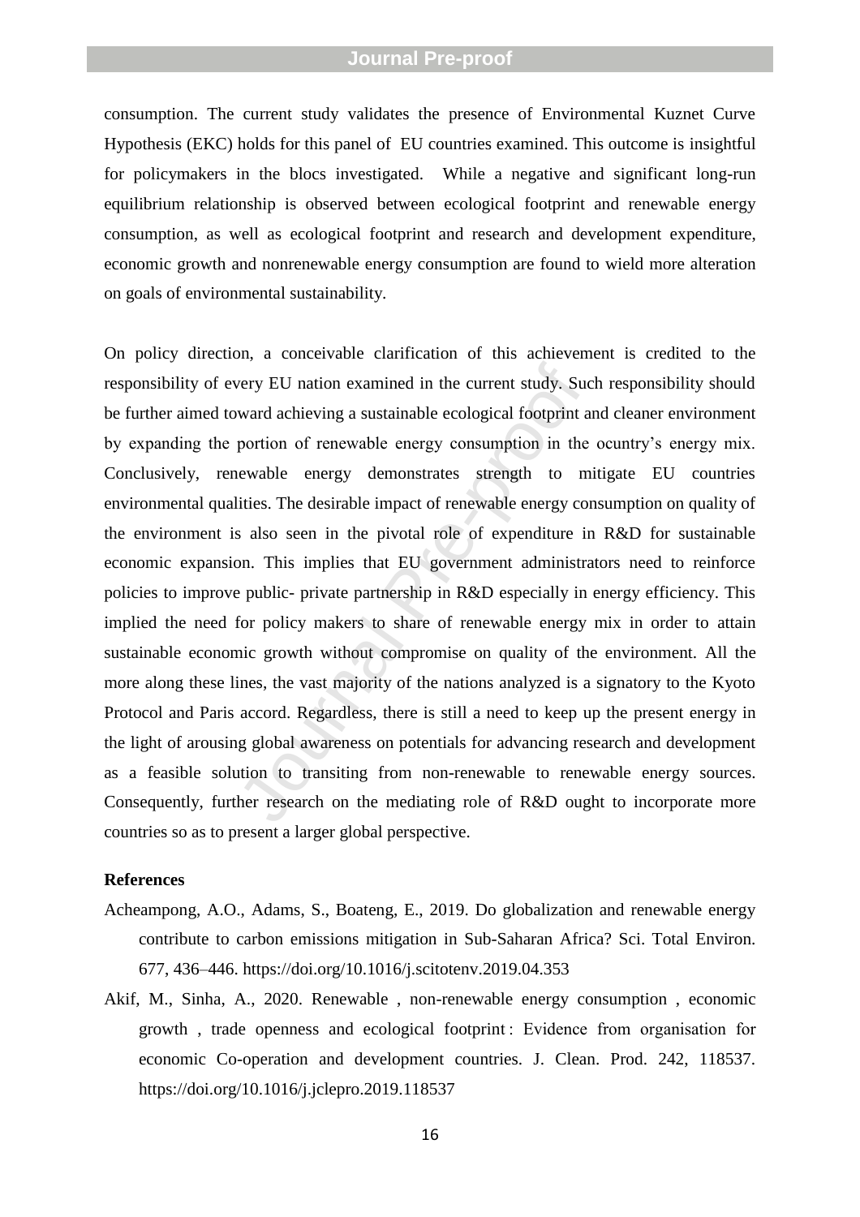consumption. The current study validates the presence of Environmental Kuznet Curve Hypothesis (EKC) holds for this panel of EU countries examined. This outcome is insightful for policymakers in the blocs investigated. While a negative and significant long-run equilibrium relationship is observed between ecological footprint and renewable energy consumption, as well as ecological footprint and research and development expenditure, economic growth and nonrenewable energy consumption are found to wield more alteration on goals of environmental sustainability.

On policy direction, a conceivable clarification of this achievement is credited to the responsibility of every EU nation examined in the current study. Such responsibility should be further aimed toward achieving a sustainable ecological footprint and cleaner environment by expanding the portion of renewable energy consumption in the ocuntry's energy mix. Conclusively, renewable energy demonstrates strength to mitigate EU countries environmental qualities. The desirable impact of renewable energy consumption on quality of the environment is also seen in the pivotal role of expenditure in R&D for sustainable economic expansion. This implies that EU government administrators need to reinforce policies to improve public- private partnership in R&D especially in energy efficiency. This implied the need for policy makers to share of renewable energy mix in order to attain sustainable economic growth without compromise on quality of the environment. All the more along these lines, the vast majority of the nations analyzed is a signatory to the Kyoto Protocol and Paris accord. Regardless, there is still a need to keep up the present energy in the light of arousing global awareness on potentials for advancing research and development as a feasible solution to transiting from non-renewable to renewable energy sources. Consequently, further research on the mediating role of R&D ought to incorporate more countries so as to present a larger global perspective.

**References**

Acheampong, A.O., Adams, S., Boateng, E., 2019. Do globalization and renewable energy contribute to carbon emissions mitigation in Sub-Saharan Africa? Sci. Total Environ. 677, 436–446. https://doi.org/10.1016/j.scitotenv.2019.04.353

Akif, M., Sinha, A., 2020. Renewable , non-renewable energy consumption , economic growth , trade openness and ecological footprint : Evidence from organisation for economic Co-operation and development countries. J. Clean. Prod. 242, 118537. https://doi.org/10.1016/j.jclepro.2019.118537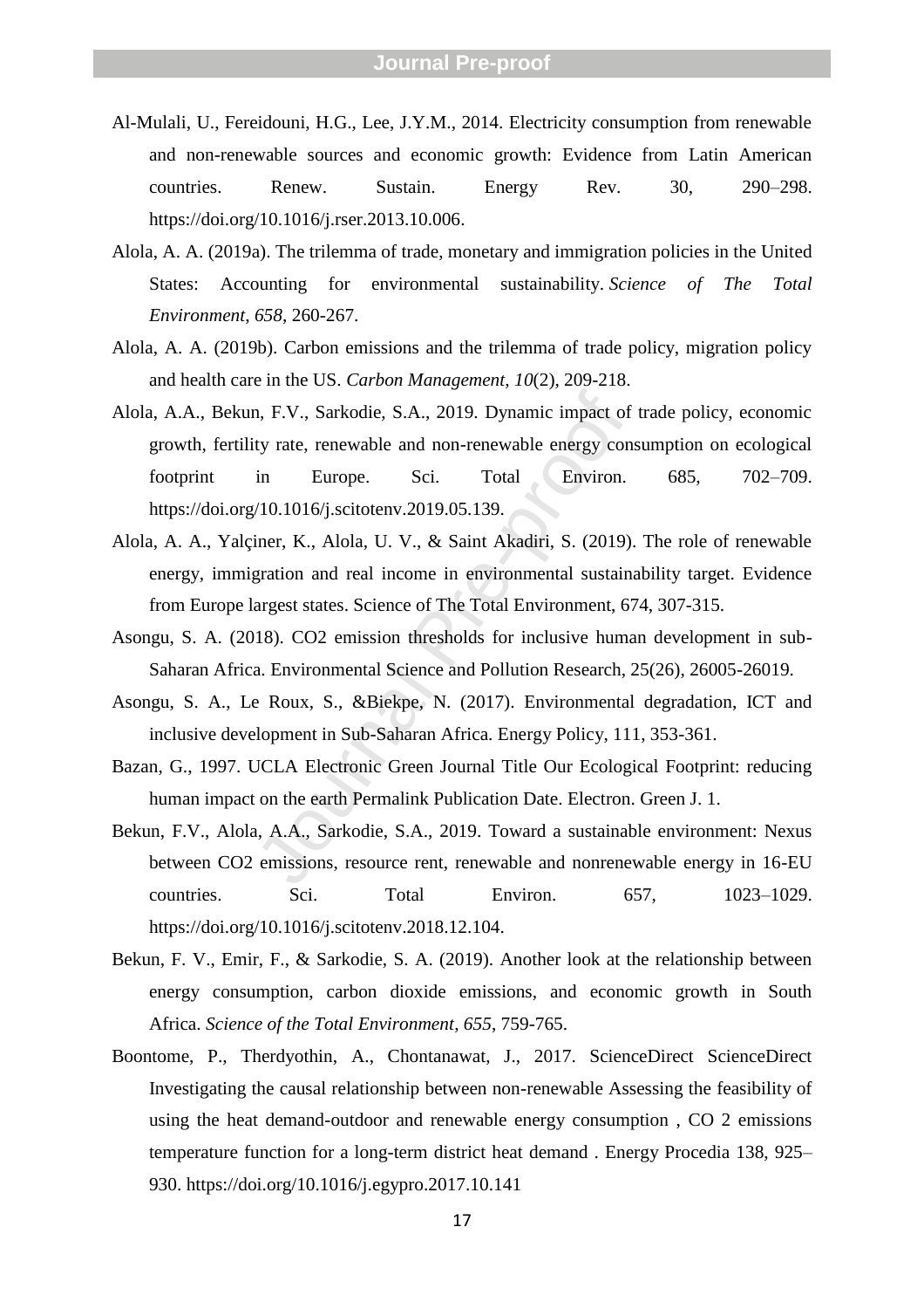Al-Mulali, U., Fereidouni, H.G., Lee, J.Y.M., 2014. Electricity consumption from renewable and non-renewable sources and economic growth: Evidence from Latin American countries. Renew. Sustain. Energy Rev. 30, 290–298. https://doi.org/10.1016/j.rser.2013.10.006.

Alola, A. A. (2019a). The trilemma of trade, monetary and immigration policies in the United States: Accounting for environmental sustainability. *Science of The Total Environment*, *658*, 260-267.

Alola, A. A. (2019b). Carbon emissions and the trilemma of trade policy, migration policy and health care in the US. *Carbon Management*, *10*(2), 209-218.

Alola, A.A., Bekun, F.V., Sarkodie, S.A., 2019. Dynamic impact of trade policy, economic growth, fertility rate, renewable and non-renewable energy consumption on ecological footprint in Europe. Sci. Total Environ. 685, 702–709. https://doi.org/10.1016/j.scitotenv.2019.05.139.

Alola, A. A., Yalçiner, K., Alola, U. V., & Saint Akadiri, S. (2019). The role of renewable energy, immigration and real income in environmental sustainability target. Evidence from Europe largest states. Science of The Total Environment, 674, 307-315.

Asongu, S. A. (2018). CO2 emission thresholds for inclusive human development in sub-Saharan Africa. Environmental Science and Pollution Research, 25(26), 26005-26019.

Asongu, S. A., Le Roux, S., &Biekpe, N. (2017). Environmental degradation, ICT and inclusive development in Sub-Saharan Africa. Energy Policy, 111, 353-361.

Bazan, G., 1997. UCLA Electronic Green Journal Title Our Ecological Footprint: reducing human impact on the earth Permalink Publication Date. Electron. Green J. 1.

Bekun, F.V., Alola, A.A., Sarkodie, S.A., 2019. Toward a sustainable environment: Nexus between CO2 emissions, resource rent, renewable and nonrenewable energy in 16-EU countries. Sci. Total Environ. 657, 1023–1029. https://doi.org/10.1016/j.scitotenv.2018.12.104.

Bekun, F. V., Emir, F., & Sarkodie, S. A. (2019). Another look at the relationship between energy consumption, carbon dioxide emissions, and economic growth in South Africa. *Science of the Total Environment*, *655*, 759-765.

Boontome, P., Therdyothin, A., Chontanawat, J., 2017. ScienceDirect ScienceDirect Investigating the causal relationship between non-renewable Assessing the feasibility of using the heat demand-outdoor and renewable energy consumption , CO 2 emissions temperature function for a long-term district heat demand . Energy Procedia 138, 925–930. https://doi.org/10.1016/j.egypro.2017.10.141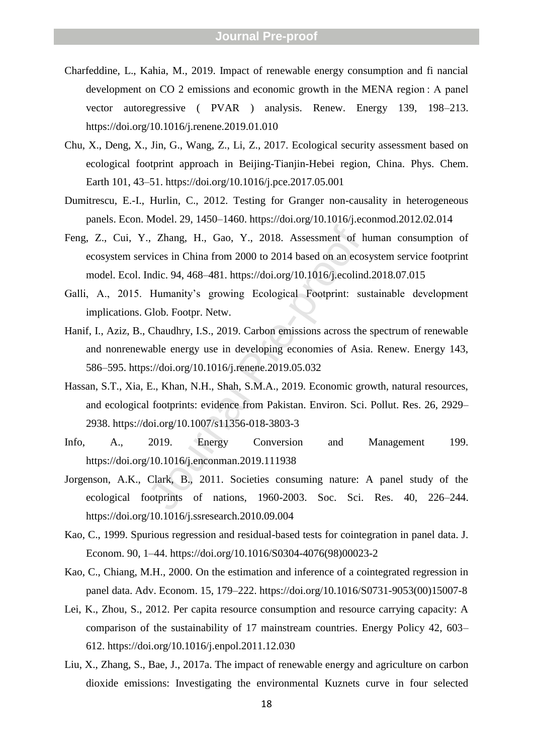Charfeddine, L., Kahia, M., 2019. Impact of renewable energy consumption and fi nancial development on CO 2 emissions and economic growth in the MENA region : A panel vector autoregressive ( PVAR ) analysis. Renew. Energy 139, 198–213. https://doi.org/10.1016/j.renene.2019.01.010

Chu, X., Deng, X., Jin, G., Wang, Z., Li, Z., 2017. Ecological security assessment based on ecological footprint approach in Beijing-Tianjin-Hebei region, China. Phys. Chem. Earth 101, 43–51. https://doi.org/10.1016/j.pce.2017.05.001

Dumitrescu, E.-I., Hurlin, C., 2012. Testing for Granger non-causality in heterogeneous panels. Econ. Model. 29, 1450–1460. https://doi.org/10.1016/j.econmod.2012.02.014

Feng, Z., Cui, Y., Zhang, H., Gao, Y., 2018. Assessment of human consumption of ecosystem services in China from 2000 to 2014 based on an ecosystem service footprint model. Ecol. Indic. 94, 468–481. https://doi.org/10.1016/j.ecolind.2018.07.015

Galli, A., 2015. Humanity's growing Ecological Footprint: sustainable development implications. Glob. Footpr. Netw.

Hanif, I., Aziz, B., Chaudhry, I.S., 2019. Carbon emissions across the spectrum of renewable and nonrenewable energy use in developing economies of Asia. Renew. Energy 143, 586–595. https://doi.org/10.1016/j.renene.2019.05.032

Hassan, S.T., Xia, E., Khan, N.H., Shah, S.M.A., 2019. Economic growth, natural resources, and ecological footprints: evidence from Pakistan. Environ. Sci. Pollut. Res. 26, 2929–2938. https://doi.org/10.1007/s11356-018-3803-3

Info, A., 2019. Energy Conversion and Management 199. https://doi.org/10.1016/j.enconman.2019.111938

Jorgenson, A.K., Clark, B., 2011. Societies consuming nature: A panel study of the ecological footprints of nations, 1960-2003. Soc. Sci. Res. 40, 226–244. https://doi.org/10.1016/j.ssresearch.2010.09.004

Kao, C., 1999. Spurious regression and residual-based tests for cointegration in panel data. J. Econom. 90, 1–44. https://doi.org/10.1016/S0304-4076(98)00023-2

Kao, C., Chiang, M.H., 2000. On the estimation and inference of a cointegrated regression in panel data. Adv. Econom. 15, 179–222. https://doi.org/10.1016/S0731-9053(00)15007-8

Lei, K., Zhou, S., 2012. Per capita resource consumption and resource carrying capacity: A comparison of the sustainability of 17 mainstream countries. Energy Policy 42, 603–612. https://doi.org/10.1016/j.enpol.2011.12.030

Liu, X., Zhang, S., Bae, J., 2017a. The impact of renewable energy and agriculture on carbon dioxide emissions: Investigating the environmental Kuznets curve in four selected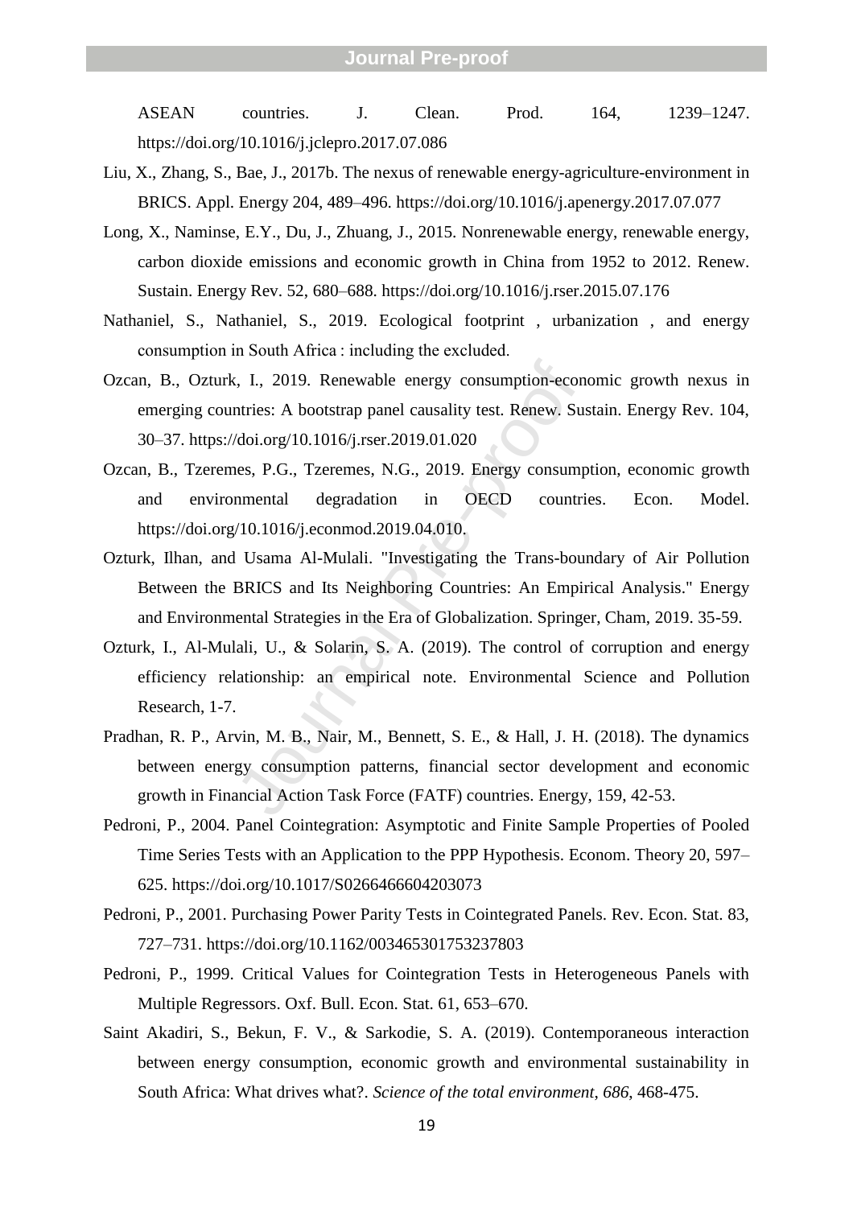ASEAN countries. J. Clean. Prod. 164, 1239–1247. https://doi.org/10.1016/j.jclepro.2017.07.086

Liu, X., Zhang, S., Bae, J., 2017b. The nexus of renewable energy-agriculture-environment in BRICS. Appl. Energy 204, 489–496. https://doi.org/10.1016/j.apenergy.2017.07.077

Long, X., Naminse, E.Y., Du, J., Zhuang, J., 2015. Nonrenewable energy, renewable energy, carbon dioxide emissions and economic growth in China from 1952 to 2012. Renew. Sustain. Energy Rev. 52, 680–688. https://doi.org/10.1016/j.rser.2015.07.176

Nathaniel, S., Nathaniel, S., 2019. Ecological footprint , urbanization , and energy consumption in South Africa : including the excluded.

Ozcan, B., Ozturk, I., 2019. Renewable energy consumption-economic growth nexus in emerging countries: A bootstrap panel causality test. Renew. Sustain. Energy Rev. 104, 30–37. https://doi.org/10.1016/j.rser.2019.01.020

Ozcan, B., Tzeremes, P.G., Tzeremes, N.G., 2019. Energy consumption, economic growth and environmental degradation in OECD countries. Econ. Model. https://doi.org/10.1016/j.econmod.2019.04.010.

Ozturk, Ilhan, and Usama Al-Mulali. "Investigating the Trans-boundary of Air Pollution Between the BRICS and Its Neighboring Countries: An Empirical Analysis." Energy and Environmental Strategies in the Era of Globalization. Springer, Cham, 2019. 35-59.

Ozturk, I., Al-Mulali, U., & Solarin, S. A. (2019). The control of corruption and energy efficiency relationship: an empirical note. Environmental Science and Pollution Research, 1-7.

Pradhan, R. P., Arvin, M. B., Nair, M., Bennett, S. E., & Hall, J. H. (2018). The dynamics between energy consumption patterns, financial sector development and economic growth in Financial Action Task Force (FATF) countries. Energy, 159, 42-53.

Pedroni, P., 2004. Panel Cointegration: Asymptotic and Finite Sample Properties of Pooled Time Series Tests with an Application to the PPP Hypothesis. Econom. Theory 20, 597–625. https://doi.org/10.1017/S0266466604203073

Pedroni, P., 2001. Purchasing Power Parity Tests in Cointegrated Panels. Rev. Econ. Stat. 83, 727–731. https://doi.org/10.1162/003465301753237803

Pedroni, P., 1999. Critical Values for Cointegration Tests in Heterogeneous Panels with Multiple Regressors. Oxf. Bull. Econ. Stat. 61, 653–670.

Saint Akadiri, S., Bekun, F. V., & Sarkodie, S. A. (2019). Contemporaneous interaction between energy consumption, economic growth and environmental sustainability in South Africa: What drives what?. *Science of the total environment*, *686*, 468-475.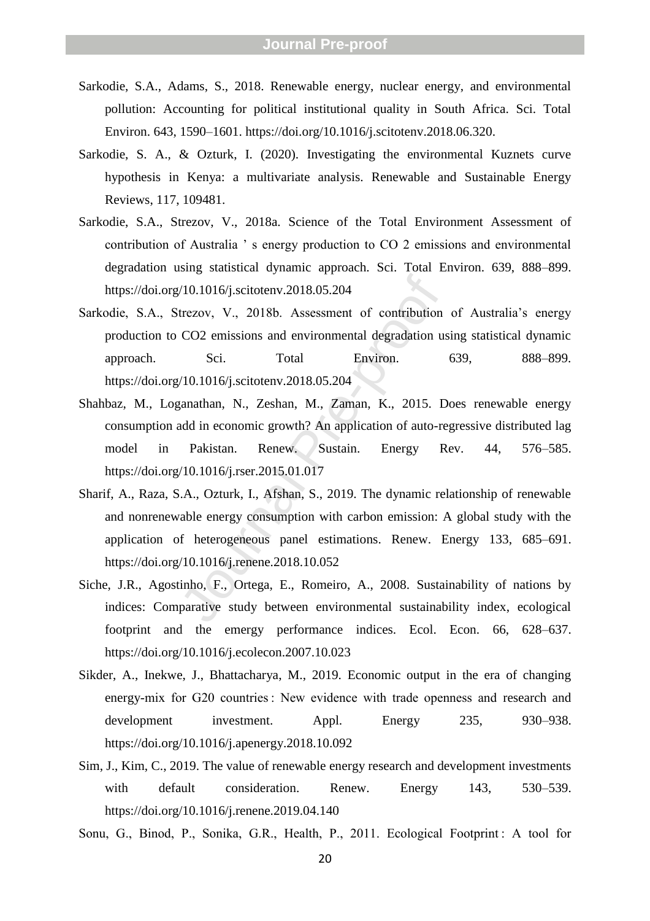Sarkodie, S.A., Adams, S., 2018. Renewable energy, nuclear energy, and environmental pollution: Accounting for political institutional quality in South Africa. Sci. Total Environ. 643, 1590–1601. https://doi.org/10.1016/j.scitotenv.2018.06.320.

Sarkodie, S. A., & Ozturk, I. (2020). Investigating the environmental Kuznets curve hypothesis in Kenya: a multivariate analysis. Renewable and Sustainable Energy Reviews, 117, 109481.

Sarkodie, S.A., Strezov, V., 2018a. Science of the Total Environment Assessment of contribution of Australia ' s energy production to CO 2 emissions and environmental degradation using statistical dynamic approach. Sci. Total Environ. 639, 888–899. https://doi.org/10.1016/j.scitotenv.2018.05.204

Sarkodie, S.A., Strezov, V., 2018b. Assessment of contribution of Australia's energy production to CO2 emissions and environmental degradation using statistical dynamic approach. Sci. Total Environ. 639, 888–899. https://doi.org/10.1016/j.scitotenv.2018.05.204

Shahbaz, M., Loganathan, N., Zeshan, M., Zaman, K., 2015. Does renewable energy consumption add in economic growth? An application of auto-regressive distributed lag model in Pakistan. Renew. Sustain. Energy Rev. 44, 576–585. https://doi.org/10.1016/j.rser.2015.01.017

Sharif, A., Raza, S.A., Ozturk, I., Afshan, S., 2019. The dynamic relationship of renewable and nonrenewable energy consumption with carbon emission: A global study with the application of heterogeneous panel estimations. Renew. Energy 133, 685–691. https://doi.org/10.1016/j.renene.2018.10.052

Siche, J.R., Agostinho, F., Ortega, E., Romeiro, A., 2008. Sustainability of nations by indices: Comparative study between environmental sustainability index, ecological footprint and the emergy performance indices. Ecol. Econ. 66, 628–637. https://doi.org/10.1016/j.ecolecon.2007.10.023

Sikder, A., Inekwe, J., Bhattacharya, M., 2019. Economic output in the era of changing energy-mix for G20 countries : New evidence with trade openness and research and development investment. Appl. Energy 235, 930–938. https://doi.org/10.1016/j.apenergy.2018.10.092

Sim, J., Kim, C., 2019. The value of renewable energy research and development investments with default consideration. Renew. Energy 143, 530–539. https://doi.org/10.1016/j.renene.2019.04.140

Sonu, G., Binod, P., Sonika, G.R., Health, P., 2011. Ecological Footprint : A tool for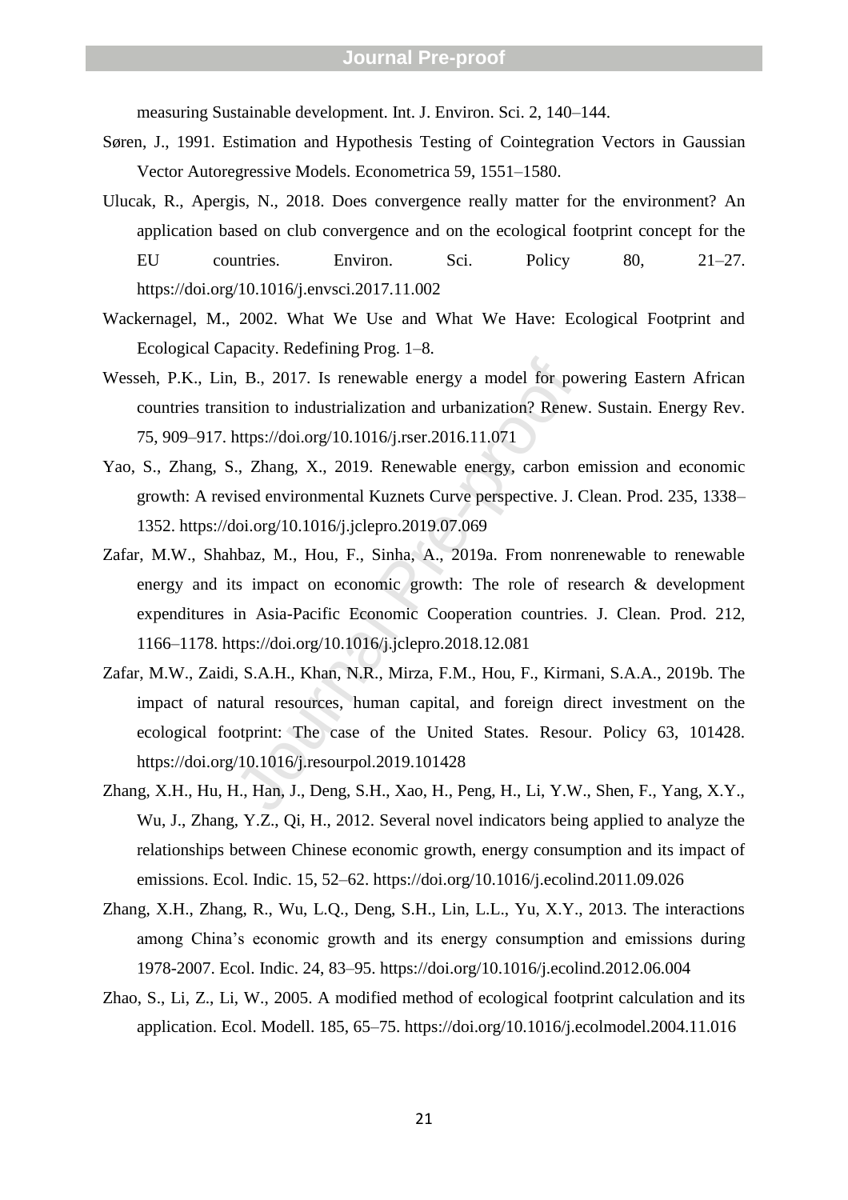measuring Sustainable development. Int. J. Environ. Sci. 2, 140–144.

Søren, J., 1991. Estimation and Hypothesis Testing of Cointegration Vectors in Gaussian Vector Autoregressive Models. Econometrica 59, 1551–1580.

Ulucak, R., Apergis, N., 2018. Does convergence really matter for the environment? An application based on club convergence and on the ecological footprint concept for the EU countries. Environ. Sci. Policy 80, 21–27. https://doi.org/10.1016/j.envsci.2017.11.002

Wackernagel, M., 2002. What We Use and What We Have: Ecological Footprint and Ecological Capacity. Redefining Prog. 1–8.

Wesseh, P.K., Lin, B., 2017. Is renewable energy a model for powering Eastern African countries transition to industrialization and urbanization? Renew. Sustain. Energy Rev. 75, 909–917. https://doi.org/10.1016/j.rser.2016.11.071

Yao, S., Zhang, S., Zhang, X., 2019. Renewable energy, carbon emission and economic growth: A revised environmental Kuznets Curve perspective. J. Clean. Prod. 235, 1338–1352. https://doi.org/10.1016/j.jclepro.2019.07.069

Zafar, M.W., Shahbaz, M., Hou, F., Sinha, A., 2019a. From nonrenewable to renewable energy and its impact on economic growth: The role of research & development expenditures in Asia-Pacific Economic Cooperation countries. J. Clean. Prod. 212, 1166–1178. https://doi.org/10.1016/j.jclepro.2018.12.081

Zafar, M.W., Zaidi, S.A.H., Khan, N.R., Mirza, F.M., Hou, F., Kirmani, S.A.A., 2019b. The impact of natural resources, human capital, and foreign direct investment on the ecological footprint: The case of the United States. Resour. Policy 63, 101428. https://doi.org/10.1016/j.resourpol.2019.101428

Zhang, X.H., Hu, H., Han, J., Deng, S.H., Xao, H., Peng, H., Li, Y.W., Shen, F., Yang, X.Y., Wu, J., Zhang, Y.Z., Qi, H., 2012. Several novel indicators being applied to analyze the relationships between Chinese economic growth, energy consumption and its impact of emissions. Ecol. Indic. 15, 52–62. https://doi.org/10.1016/j.ecolind.2011.09.026

Zhang, X.H., Zhang, R., Wu, L.Q., Deng, S.H., Lin, L.L., Yu, X.Y., 2013. The interactions among China's economic growth and its energy consumption and emissions during 1978-2007. Ecol. Indic. 24, 83–95. https://doi.org/10.1016/j.ecolind.2012.06.004

Zhao, S., Li, Z., Li, W., 2005. A modified method of ecological footprint calculation and its application. Ecol. Modell. 185, 65–75. https://doi.org/10.1016/j.ecolmodel.2004.11.016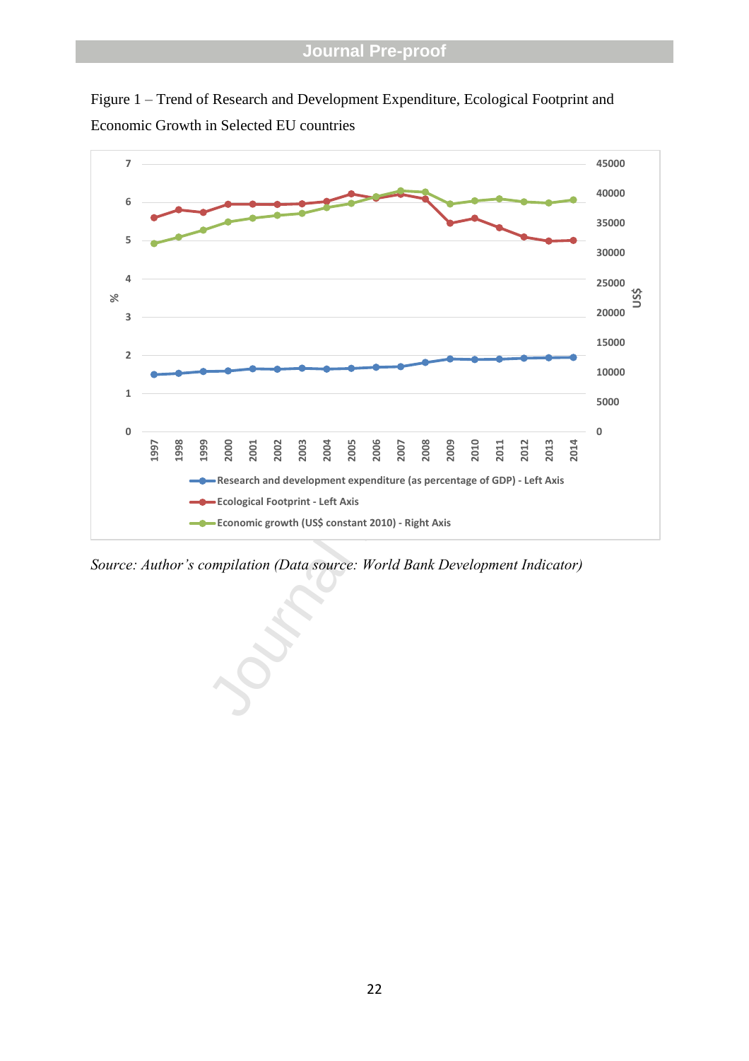Figure 1 – Trend of Research and Development Expenditure, Ecological Footprint and Economic Growth in Selected EU countries

*Source: Author's compilation (Data source: World Bank Development Indicator)*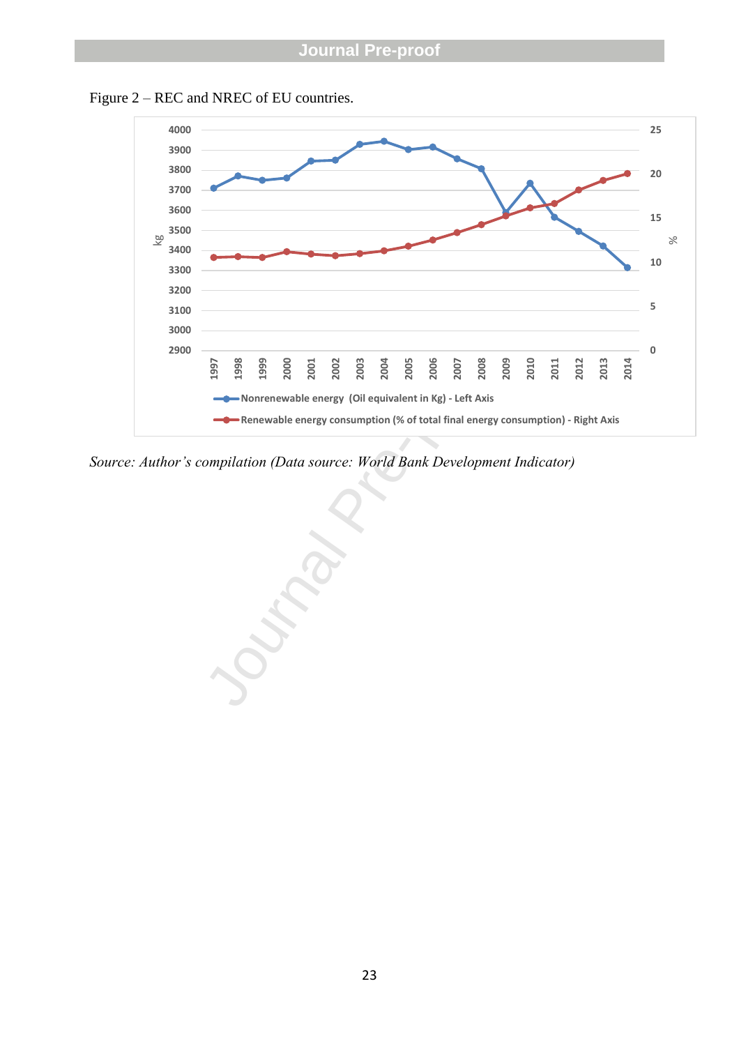Figure 2 – REC and NREC of EU countries.

*Source: Author's compilation (Data source: World Bank Development Indicator)*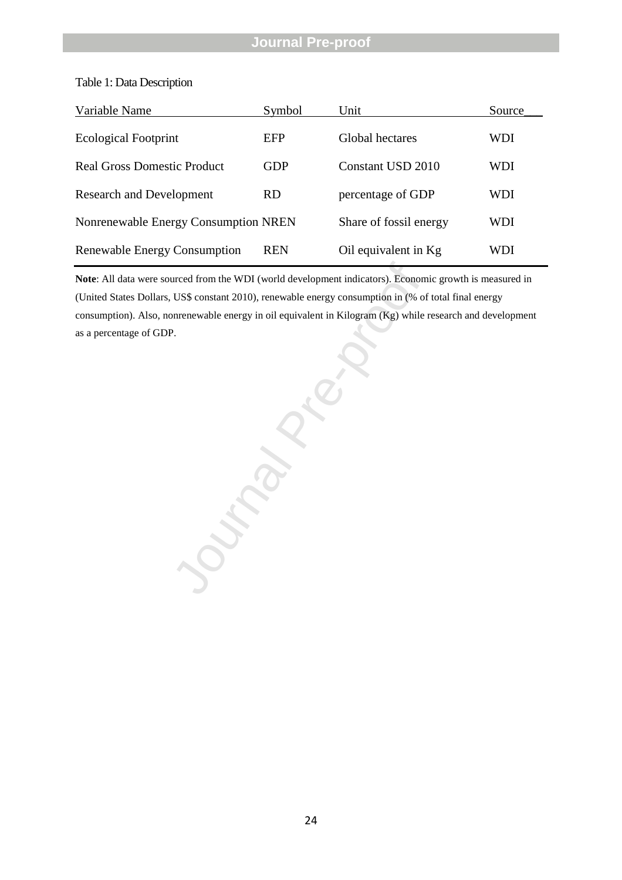Table 1: Data Description

| Variable Name | Symbol | Unit | Source |
|---|---|---|---|
| Ecological Footprint | EFP | Global hectares | WDI |
| Real Gross Domestic Product | GDP | Constant USD 2010 | WDI |
| Research and Development | RD | percentage of GDP | WDI |
| Nonrenewable Energy Consumption | NREN | Share of fossil energy | WDI |
| Renewable Energy Consumption | REN | Oil equivalent in Kg | WDI |

**Note**: All data were sourced from the WDI (world development indicators). Economic growth is measured in (United States Dollars, US$ constant 2010), renewable energy consumption in (% of total final energy consumption). Also, nonrenewable energy in oil equivalent in Kilogram (Kg) while research and development as a percentage of GDP.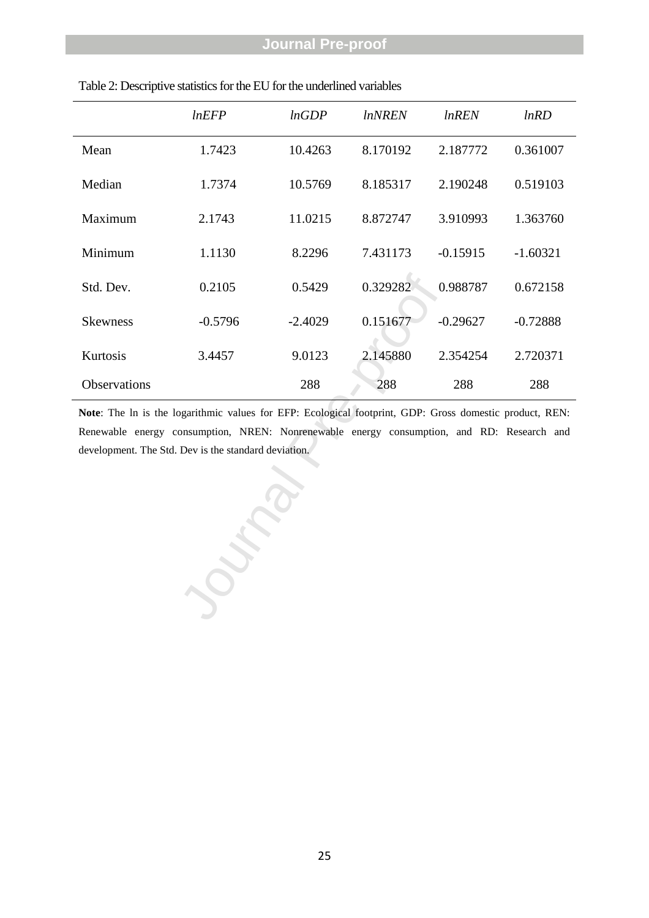Table 2: Descriptive statistics for the EU for the underlined variables

| | *lnEFP* | *lnGDP* | *lnNREN* | *lnREN* | *lnRD* |
|---|---|---|---|---|---|
| Mean | 1.7423 | 10.4263 | 8.170192 | 2.187772 | 0.361007 |
| Median | 1.7374 | 10.5769 | 8.185317 | 2.190248 | 0.519103 |
| Maximum | 2.1743 | 11.0215 | 8.872747 | 3.910993 | 1.363760 |
| Minimum | 1.1130 | 8.2296 | 7.431173 | -0.15915 | -1.60321 |
| Std. Dev. | 0.2105 | 0.5429 | 0.329282 | 0.988787 | 0.672158 |
| Skewness | -0.5796 | -2.4029 | 0.151677 | -0.29627 | -0.72888 |
| Kurtosis | 3.4457 | 9.0123 | 2.145880 | 2.354254 | 2.720371 |
| Observations | | 288 | 288 | 288 | 288 |

**Note**: The ln is the logarithmic values for EFP: Ecological footprint, GDP: Gross domestic product, REN: Renewable energy consumption, NREN: Nonrenewable energy consumption, and RD: Research and development. The Std. Dev is the standard deviation.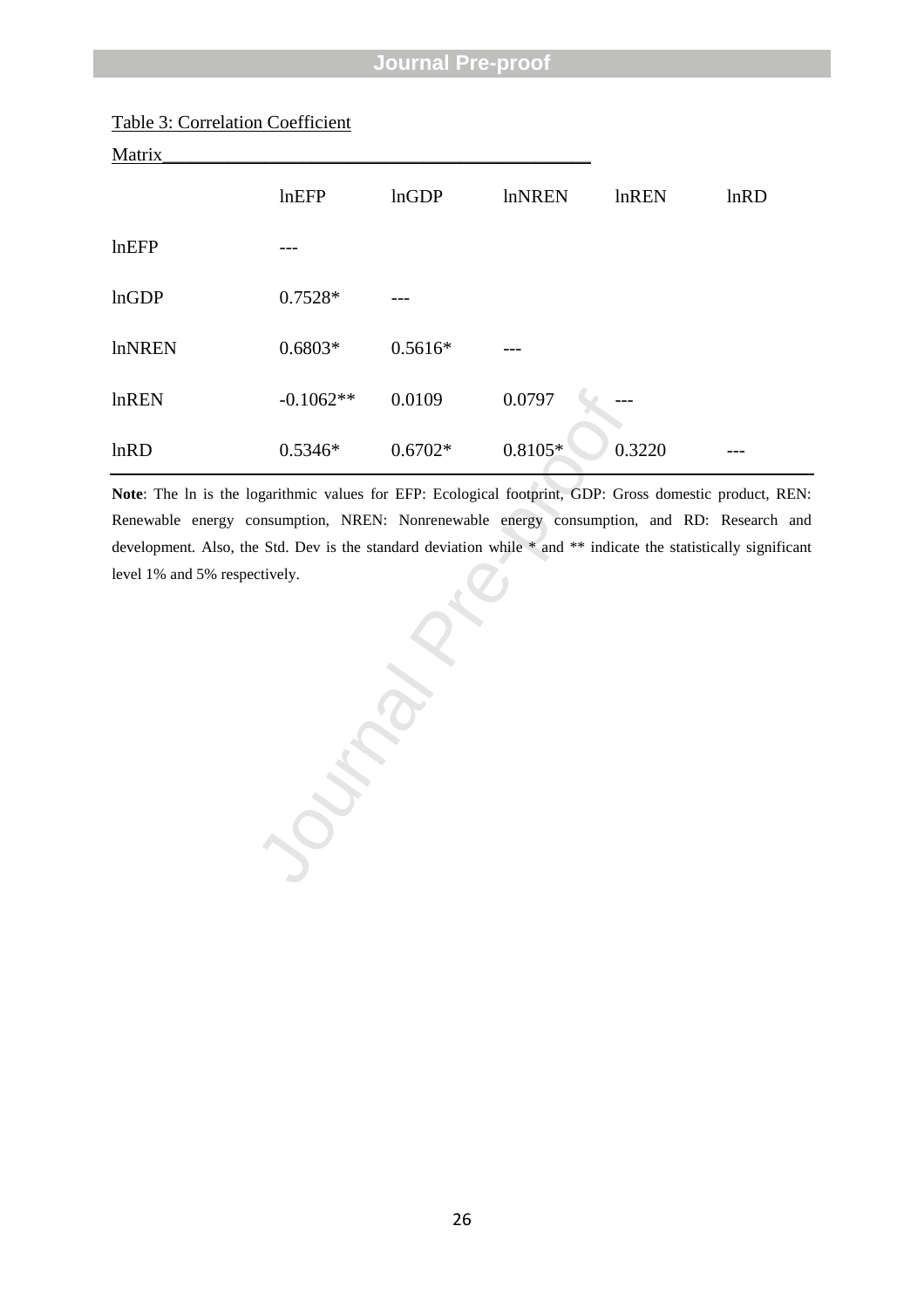Table 3: Correlation Coefficient Matrix

| | lnEFP | lnGDP | lnNREN | lnREN | lnRD |
|---|---|---|---|---|---|
| lnEFP | --- | | | | |
| lnGDP | 0.7528* | --- | | | |
| lnNREN | 0.6803* | 0.5616* | --- | | |
| lnREN | -0.1062** | 0.0109 | 0.0797 | --- | |
| lnRD | 0.5346* | 0.6702* | 0.8105* | 0.3220 | --- |

**Note**: The ln is the logarithmic values for EFP: Ecological footprint, GDP: Gross domestic product, REN: Renewable energy consumption, NREN: Nonrenewable energy consumption, and RD: Research and development. Also, the Std. Dev is the standard deviation while * and ** indicate the statistically significant level 1% and 5% respectively.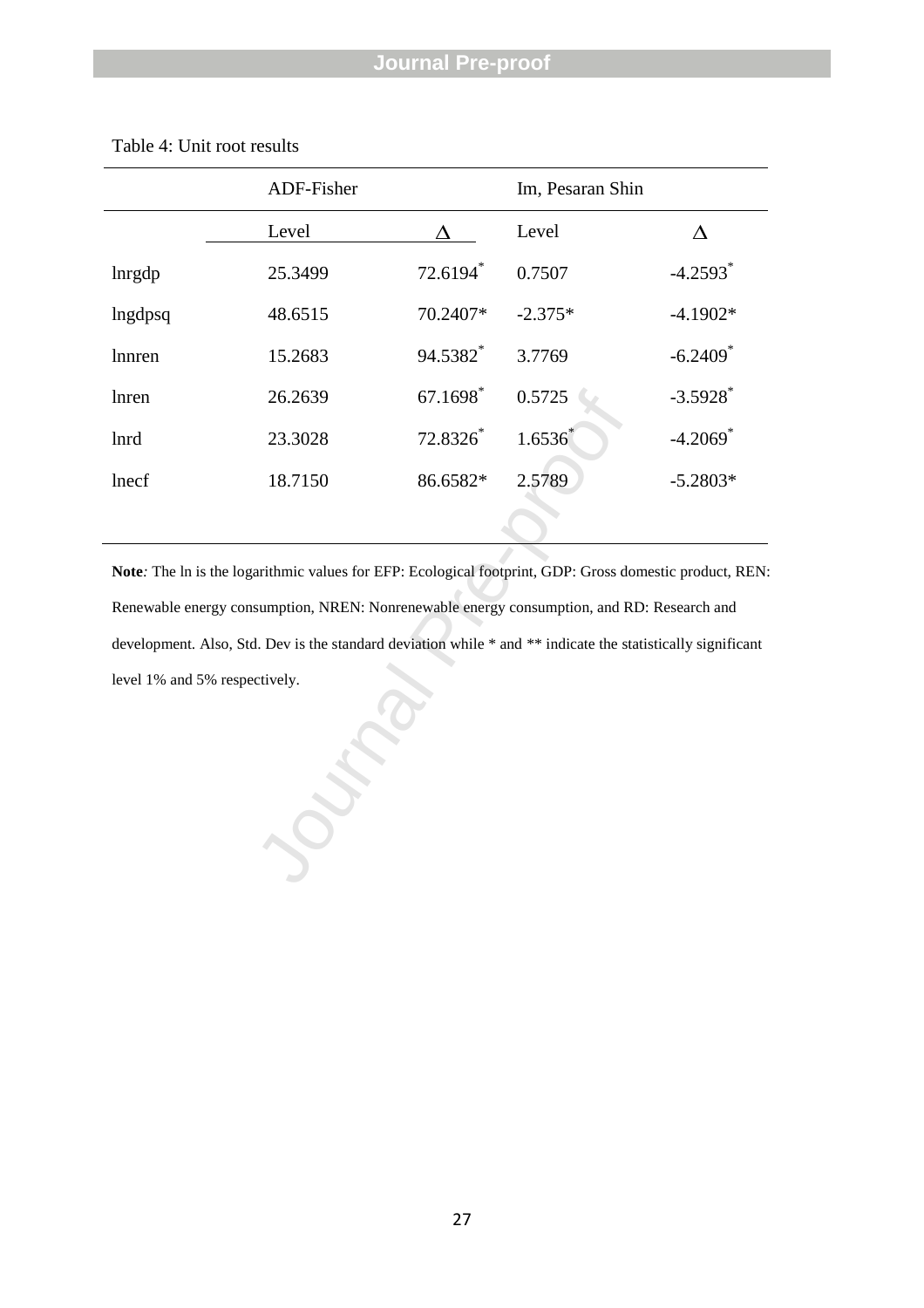Table 4: Unit root results

| | ADF-Fisher | | Im, Pesaran Shin | |
|---|---|---|---|---|
| | Level | Δ | Level | Δ |
| lnrgdp | 25.3499 | 72.6194* | 0.7507 | -4.2593* |
| lngdpsq | 48.6515 | 70.2407* | -2.375* | -4.1902* |
| lnnren | 15.2683 | 94.5382* | 3.7769 | -6.2409* |
| lnren | 26.2639 | 67.1698* | 0.5725 | -3.5928* |
| lnrd | 23.3028 | 72.8326* | 1.6536* | -4.2069* |
| lnecf | 18.7150 | 86.6582* | 2.5789 | -5.2803* |

**Note***:* The ln is the logarithmic values for EFP: Ecological footprint, GDP: Gross domestic product, REN: Renewable energy consumption, NREN: Nonrenewable energy consumption, and RD: Research and development. Also, Std. Dev is the standard deviation while * and ** indicate the statistically significant level 1% and 5% respectively.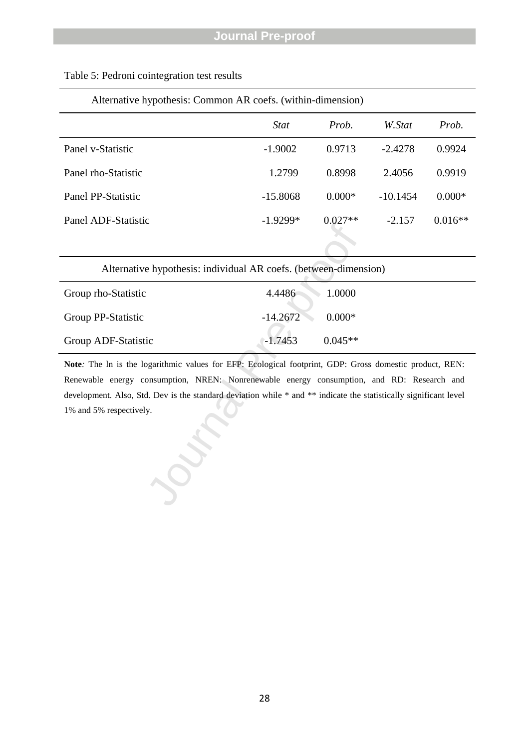Table 5: Pedroni cointegration test results

| Alternative hypothesis: Common AR coefs. (within-dimension) | | | | |
|---|---|---|---|---|
| | *Stat* | *Prob.* | *W.Stat* | *Prob.* |
| Panel v-Statistic | -1.9002 | 0.9713 | -2.4278 | 0.9924 |
| Panel rho-Statistic | 1.2799 | 0.8998 | 2.4056 | 0.9919 |
| Panel PP-Statistic | -15.8068 | 0.000* | -10.1454 | 0.000* |
| Panel ADF-Statistic | -1.9299* | 0.027** | -2.157 | 0.016** |
| **Alternative hypothesis: individual AR coefs. (between-dimension)** | | | | |
| Group rho-Statistic | 4.4486 | 1.0000 | | |
| Group PP-Statistic | -14.2672 | 0.000* | | |
| Group ADF-Statistic | -1.7453 | 0.045** | | |

**Note***:* The ln is the logarithmic values for EFP: Ecological footprint, GDP: Gross domestic product, REN: Renewable energy consumption, NREN: Nonrenewable energy consumption, and RD: Research and development. Also, Std. Dev is the standard deviation while * and ** indicate the statistically significant level 1% and 5% respectively.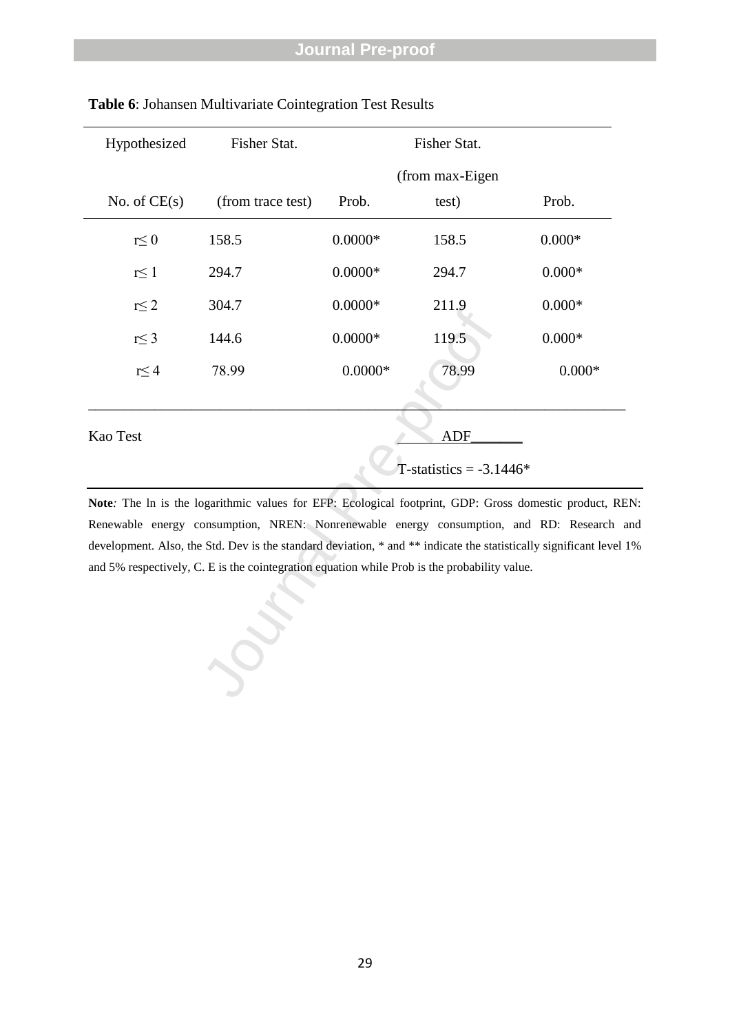**Table 6**: Johansen Multivariate Cointegration Test Results

| Hypothesized No. of CE(s) | Fisher Stat. (from trace test) | Prob. | Fisher Stat. (from max-Eigen test) | Prob. |
|---|---|---|---|---|
| r≤ 0 | 158.5 | 0.0000* | 158.5 | 0.000* |
| r≤ 1 | 294.7 | 0.0000* | 294.7 | 0.000* |
| r≤ 2 | 304.7 | 0.0000* | 211.9 | 0.000* |
| r≤ 3 | 144.6 | 0.0000* | 119.5 | 0.000* |
| r≤ 4 | 78.99 | 0.0000* | 78.99 | 0.000* |
| Kao Test | | | ADF | |
| | | | T-statistics = -3.1446* | |

**Note**: The ln is the logarithmic values for EFP: Ecological footprint, GDP: Gross domestic product, REN: Renewable energy consumption, NREN: Nonrenewable energy consumption, and RD: Research and development. Also, the Std. Dev is the standard deviation, * and ** indicate the statistically significant level 1% and 5% respectively, C. E is the cointegration equation while Prob is the probability value.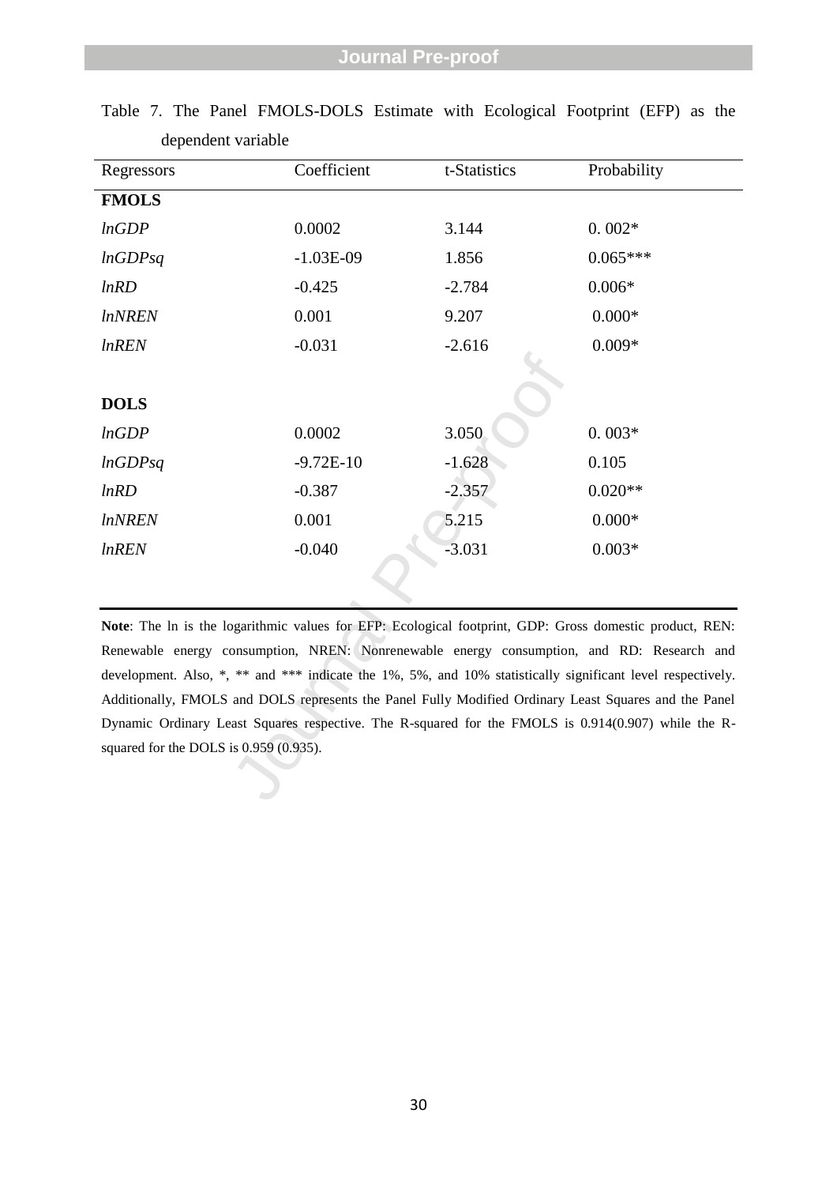Table 7. The Panel FMOLS-DOLS Estimate with Ecological Footprint (EFP) as the dependent variable

| Regressors | Coefficient | t-Statistics | Probability |
|---|---|---|---|
| **FMOLS** | | | |
| *lnGDP* | 0.0002 | 3.144 | 0. 002* |
| *lnGDPsq* | -1.03E-09 | 1.856 | 0.065*** |
| *lnRD* | -0.425 | -2.784 | 0.006* |
| *lnNREN* | 0.001 | 9.207 | 0.000* |
| *lnREN* | -0.031 | -2.616 | 0.009* |
| **DOLS** | | | |
| *lnGDP* | 0.0002 | 3.050 | 0. 003* |
| *lnGDPsq* | -9.72E-10 | -1.628 | 0.105 |
| *lnRD* | -0.387 | -2.357 | 0.020** |
| *lnNREN* | 0.001 | 5.215 | 0.000* |
| *lnREN* | -0.040 | -3.031 | 0.003* |

**Note**: The ln is the logarithmic values for EFP: Ecological footprint, GDP: Gross domestic product, REN: Renewable energy consumption, NREN: Nonrenewable energy consumption, and RD: Research and development. Also, *, ** and *** indicate the 1%, 5%, and 10% statistically significant level respectively. Additionally, FMOLS and DOLS represents the Panel Fully Modified Ordinary Least Squares and the Panel Dynamic Ordinary Least Squares respective. The R-squared for the FMOLS is 0.914(0.907) while the R-squared for the DOLS is 0.959 (0.935).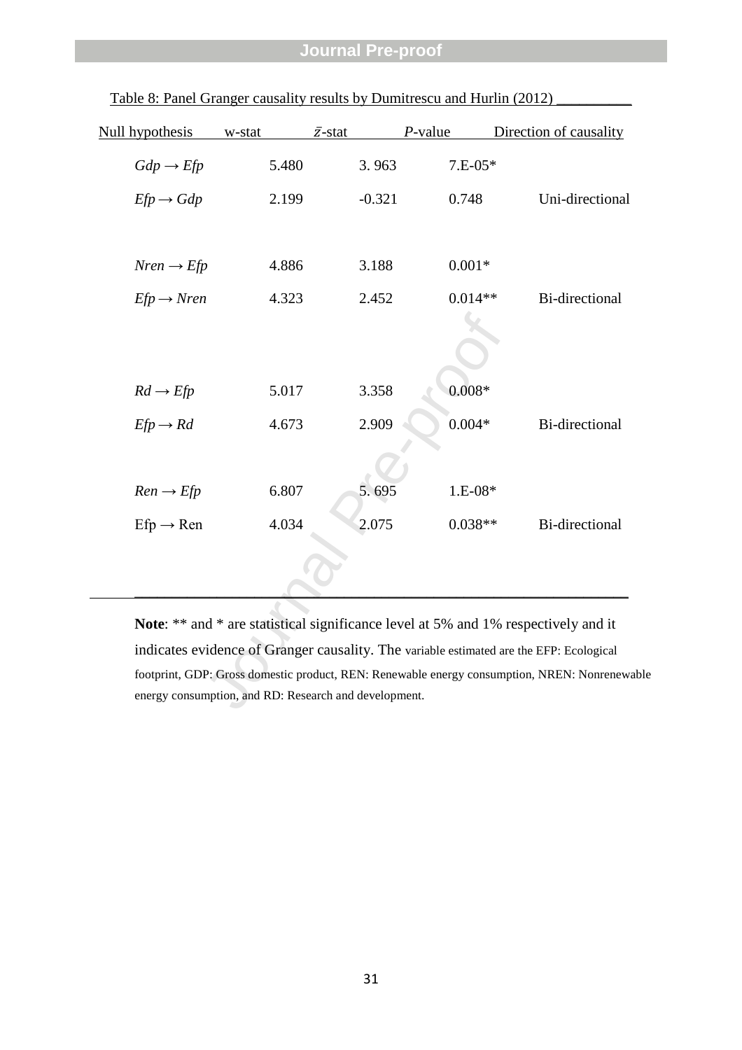Table 8: Panel Granger causality results by Dumitrescu and Hurlin (2012)

| Null hypothesis | w-stat | $\bar{z}$-stat | *P*-value | Direction of causality |
|---|---|---|---|---|
| $Gdp \rightarrow Efp$ | 5.480 | 3. 963 | 7.E-05* | |
| $Efp \rightarrow Gdp$ | 2.199 | -0.321 | 0.748 | Uni-directional |
| $Nren \rightarrow Efp$ | 4.886 | 3.188 | 0.001* | |
| $Efp \rightarrow Nren$ | 4.323 | 2.452 | 0.014** | Bi-directional |
| $Rd \rightarrow Efp$ | 5.017 | 3.358 | 0.008* | |
| $Efp \rightarrow Rd$ | 4.673 | 2.909 | 0.004* | Bi-directional |
| $Ren \rightarrow Efp$ | 6.807 | 5. 695 | 1.E-08* | |
| Efp → Ren | 4.034 | 2.075 | 0.038** | Bi-directional |

**Note**: ** and * are statistical significance level at 5% and 1% respectively and it indicates evidence of Granger causality. The variable estimated are the EFP: Ecological footprint, GDP: Gross domestic product, REN: Renewable energy consumption, NREN: Nonrenewable energy consumption, and RD: Research and development.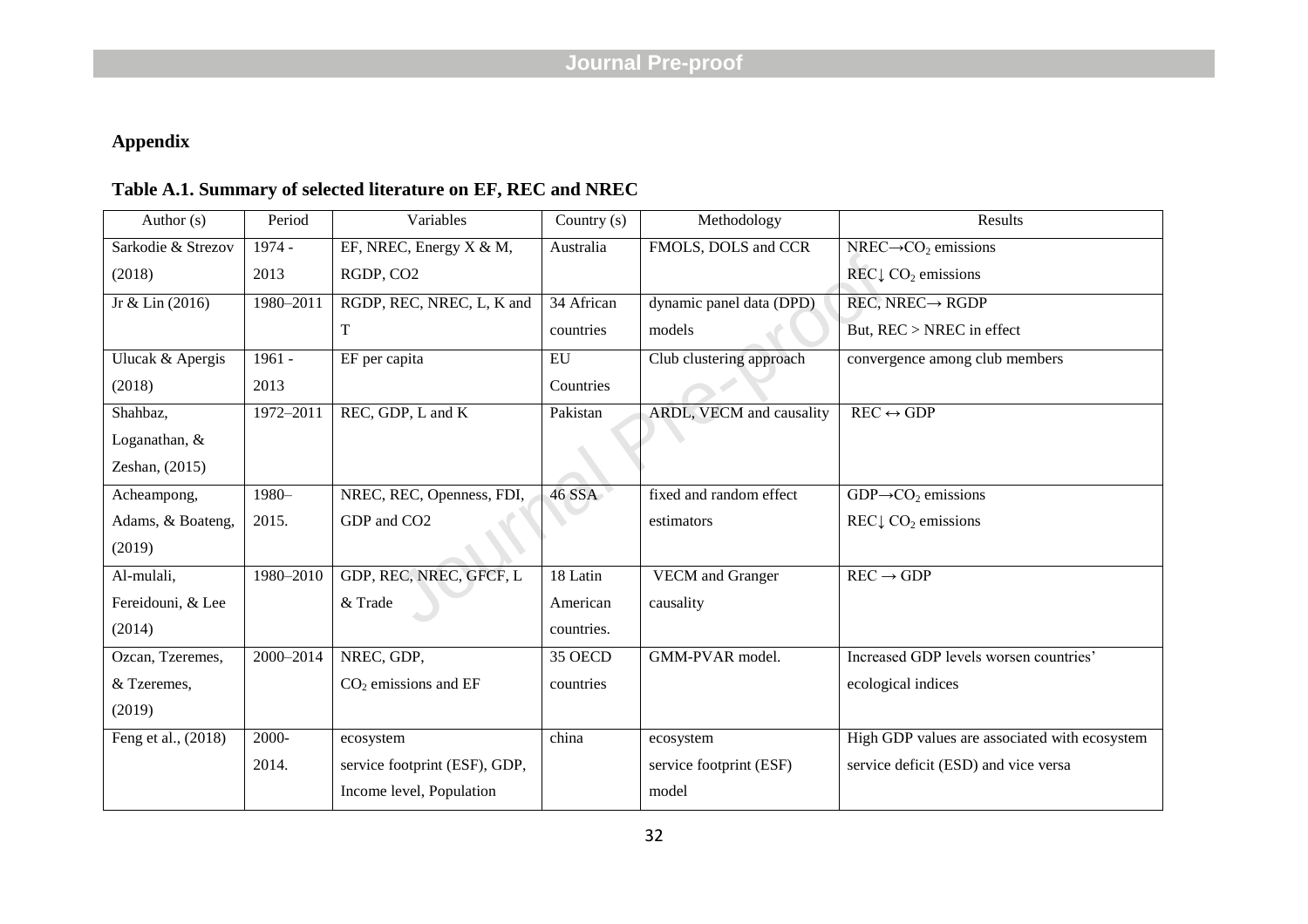## Appendix

### Table A.1. Summary of selected literature on EF, REC and NREC

| Author (s) | Period | Variables | Country (s) | Methodology | Results |
|---|---|---|---|---|---|
| Sarkodie & Strezov (2018) | 1974 - 2013 | EF, NREC, Energy X & M, RGDP, CO2 | Australia | FMOLS, DOLS and CCR | NREC→$CO_2$ emissions<br>REC↓ $CO_2$ emissions |
| Jr & Lin (2016) | 1980–2011 | RGDP, REC, NREC, L, K and T | 34 African countries | dynamic panel data (DPD) models | REC, NREC→ RGDP<br>But, REC > NREC in effect |
| Ulucak & Apergis (2018) | 1961 - 2013 | EF per capita | EU Countries | Club clustering approach | convergence among club members |
| Shahbaz, Loganathan, & Zeshan, (2015) | 1972–2011 | REC, GDP, L and K | Pakistan | ARDL, VECM and causality | REC ↔ GDP |
| Acheampong, Adams, & Boateng, (2019) | 1980–2015. | NREC, REC, Openness, FDI, GDP and CO2 | 46 SSA | fixed and random effect estimators | GDP→$CO_2$ emissions<br>REC↓ $CO_2$ emissions |
| Al-mulali, Fereidouni, & Lee (2014) | 1980–2010 | GDP, REC, NREC, GFCF, L & Trade | 18 Latin American countries. | VECM and Granger causality | REC → GDP |
| Ozcan, Tzeremes, & Tzeremes, (2019) | 2000–2014 | NREC, GDP, $CO_2$ emissions and EF | 35 OECD countries | GMM-PVAR model. | Increased GDP levels worsen countries' ecological indices |
| Feng et al., (2018) | 2000-2014. | ecosystem service footprint (ESF), GDP, Income level, Population | china | ecosystem service footprint (ESF) model | High GDP values are associated with ecosystem service deficit (ESD) and vice versa |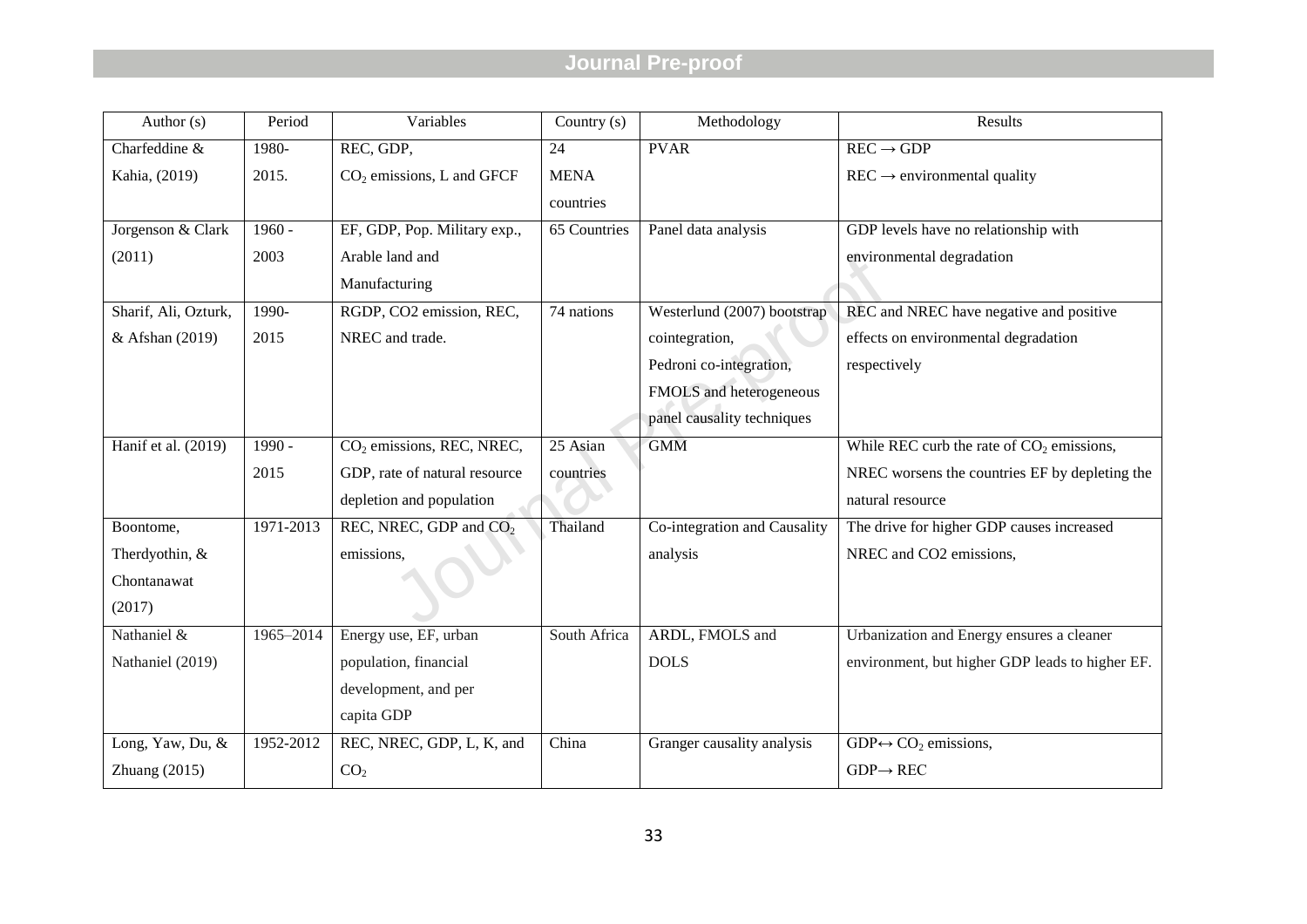| Author (s) | Period | Variables | Country (s) | Methodology | Results |
|---|---|---|---|---|---|
| Charfeddine & Kahia, (2019) | 1980-2015. | REC, GDP, $CO_2$ emissions, L and GFCF | 24 MENA countries | PVAR | $REC \rightarrow GDP$<br>$REC \rightarrow$ environmental quality |
| Jorgenson & Clark (2011) | 1960 - 2003 | EF, GDP, Pop. Military exp., Arable land and Manufacturing | 65 Countries | Panel data analysis | GDP levels have no relationship with environmental degradation |
| Sharif, Ali, Ozturk, & Afshan (2019) | 1990-2015 | RGDP, CO2 emission, REC, NREC and trade. | 74 nations | Westerlund (2007) bootstrap cointegration, Pedroni co-integration, FMOLS and heterogeneous panel causality techniques | REC and NREC have negative and positive effects on environmental degradation respectively |
| Hanif et al. (2019) | 1990 - 2015 | $CO_2$ emissions, REC, NREC, GDP, rate of natural resource depletion and population | 25 Asian countries | GMM | While REC curb the rate of $CO_2$ emissions, NREC worsens the countries EF by depleting the natural resource |
| Boontome, Therdyothin, & Chontanawat (2017) | 1971-2013 | REC, NREC, GDP and $CO_2$ emissions, | Thailand | Co-integration and Causality analysis | The drive for higher GDP causes increased NREC and CO2 emissions, |
| Nathaniel & Nathaniel (2019) | 1965–2014 | Energy use, EF, urban population, financial development, and per capita GDP | South Africa | ARDL, FMOLS and DOLS | Urbanization and Energy ensures a cleaner environment, but higher GDP leads to higher EF. |
| Long, Yaw, Du, & Zhuang (2015) | 1952-2012 | REC, NREC, GDP, L, K, and $CO_2$ | China | Granger causality analysis | $GDP \leftrightarrow CO_2$ emissions,<br>$GDP \rightarrow REC$ |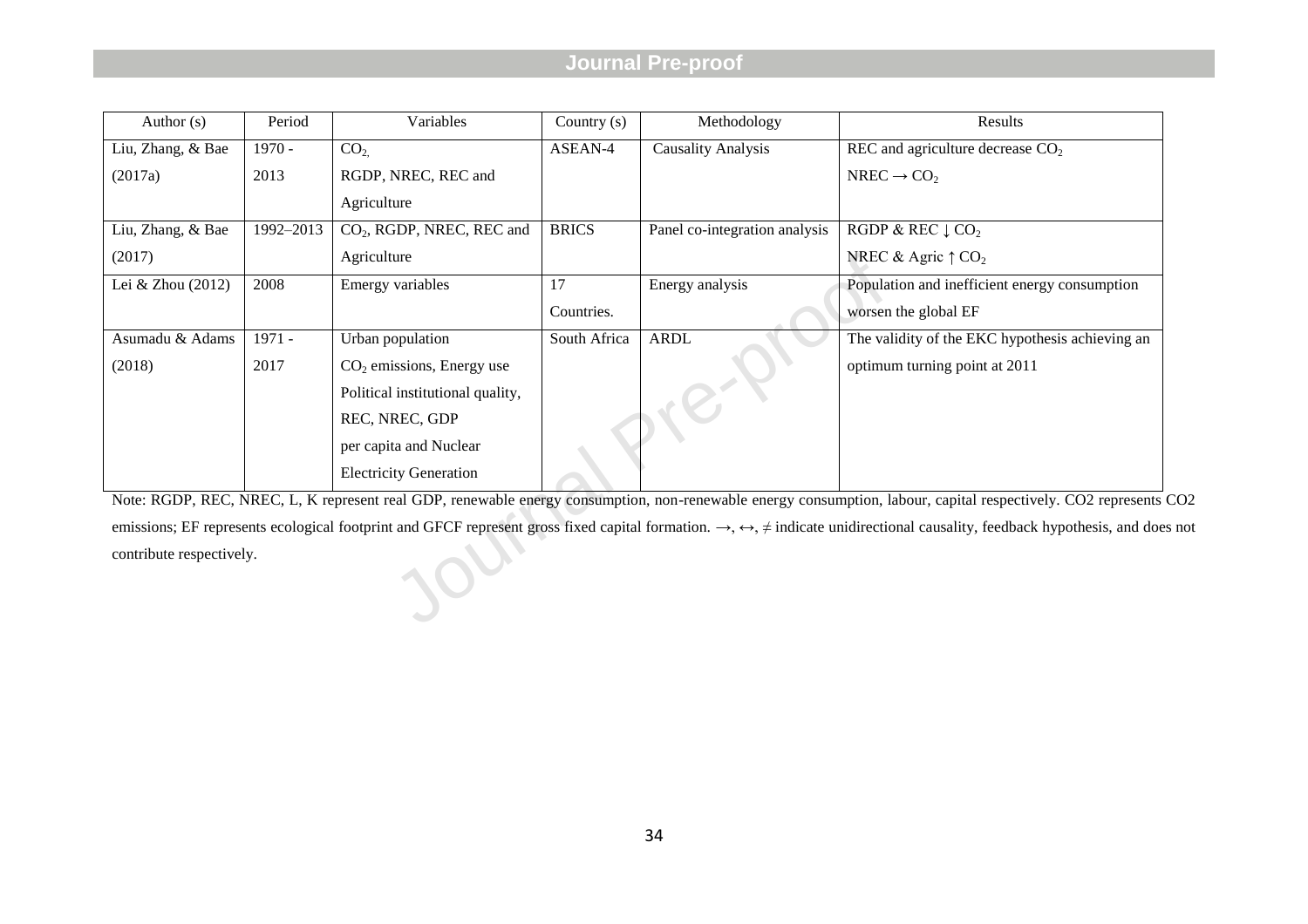| Author (s) | Period | Variables | Country (s) | Methodology | Results |
|---|---|---|---|---|---|
| Liu, Zhang, & Bae (2017a) | 1970 - 2013 | $CO_2$, RGDP, NREC, REC and Agriculture | ASEAN-4 | Causality Analysis | REC and agriculture decrease $CO_2$ NREC $\rightarrow$ $CO_2$ |
| Liu, Zhang, & Bae (2017) | 1992–2013 | $CO_2$, RGDP, NREC, REC and Agriculture | BRICS | Panel co-integration analysis | RGDP & REC $\downarrow$ $CO_2$ NREC & Agric $\uparrow$ $CO_2$ |
| Lei & Zhou (2012) | 2008 | Emergy variables | 17 Countries. | Energy analysis | Population and inefficient energy consumption worsen the global EF |
| Asumadu & Adams (2018) | 1971 - 2017 | Urban population $CO_2$ emissions, Energy use Political institutional quality, REC, NREC, GDP per capita and Nuclear Electricity Generation | South Africa | ARDL | The validity of the EKC hypothesis achieving an optimum turning point at 2011 |

Note: RGDP, REC, NREC, L, K represent real GDP, renewable energy consumption, non-renewable energy consumption, labour, capital respectively. CO2 represents CO2 emissions; EF represents ecological footprint and GFCF represent gross fixed capital formation. $\rightarrow$, $\leftrightarrow$, $\neq$ indicate unidirectional causality, feedback hypothesis, and does not contribute respectively.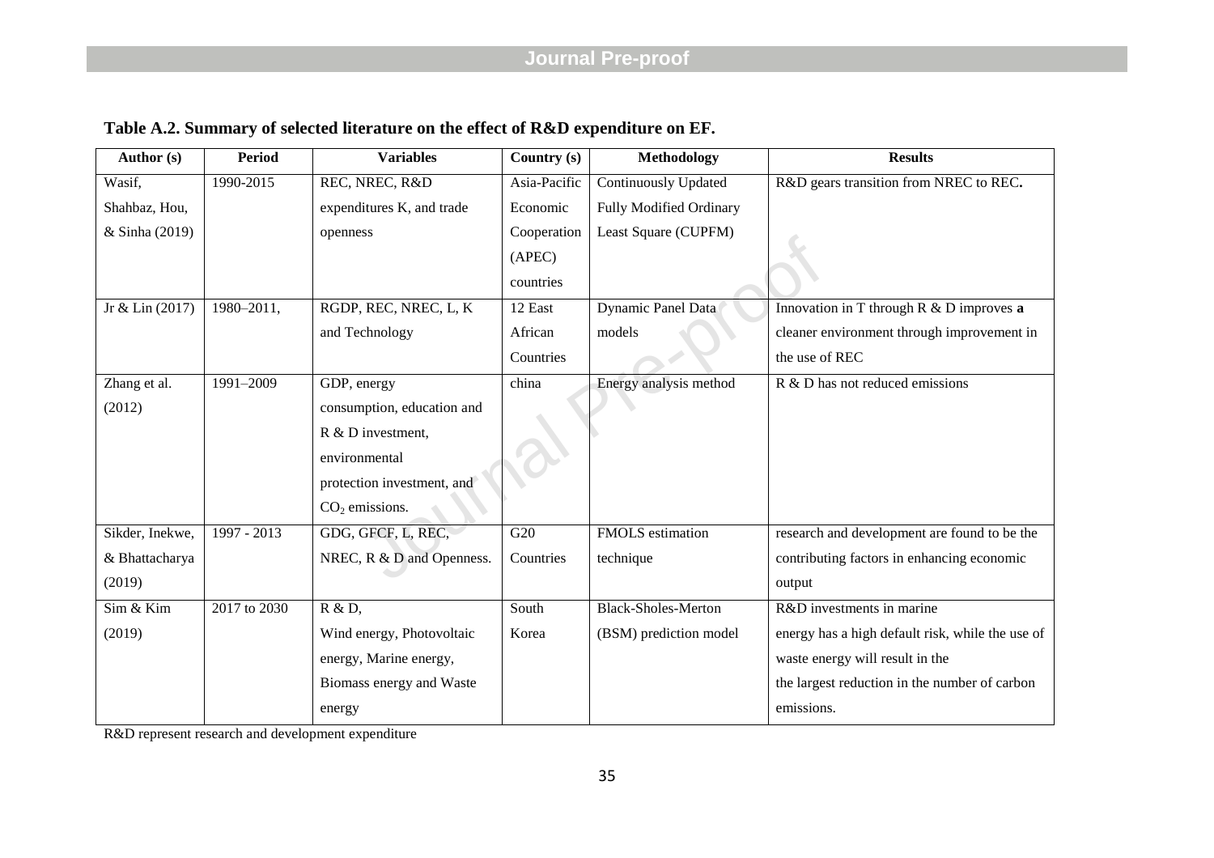**Table A.2. Summary of selected literature on the effect of R&D expenditure on EF.**

| Author (s) | Period | Variables | Country (s) | Methodology | Results |
|---|---|---|---|---|---|
| Wasif, Shahbaz, Hou, & Sinha (2019) | 1990-2015 | REC, NREC, R&D expenditures K, and trade openness | Asia-Pacific Economic Cooperation (APEC) countries | Continuously Updated Fully Modified Ordinary Least Square (CUPFM) | R&D gears transition from NREC to REC**.** |
| Jr & Lin (2017) | 1980–2011, | RGDP, REC, NREC, L, K and Technology | 12 East African Countries | Dynamic Panel Data models | Innovation in T through R & D improves **a** cleaner environment through improvement in the use of REC |
| Zhang et al. (2012) | 1991–2009 | GDP, energy consumption, education and R & D investment, environmental protection investment, and $CO_2$ emissions. | china | Energy analysis method | R & D has not reduced emissions |
| Sikder, Inekwe, & Bhattacharya (2019) | 1997 - 2013 | GDG, GFCF, L, REC, NREC, R & D and Openness. | G20 Countries | FMOLS estimation technique | research and development are found to be the contributing factors in enhancing economic output |
| Sim & Kim (2019) | 2017 to 2030 | R & D, Wind energy, Photovoltaic energy, Marine energy, Biomass energy and Waste energy | South Korea | Black-Sholes-Merton (BSM) prediction model | R&D investments in marine energy has a high default risk, while the use of waste energy will result in the the largest reduction in the number of carbon emissions. |

R&D represent research and development expenditure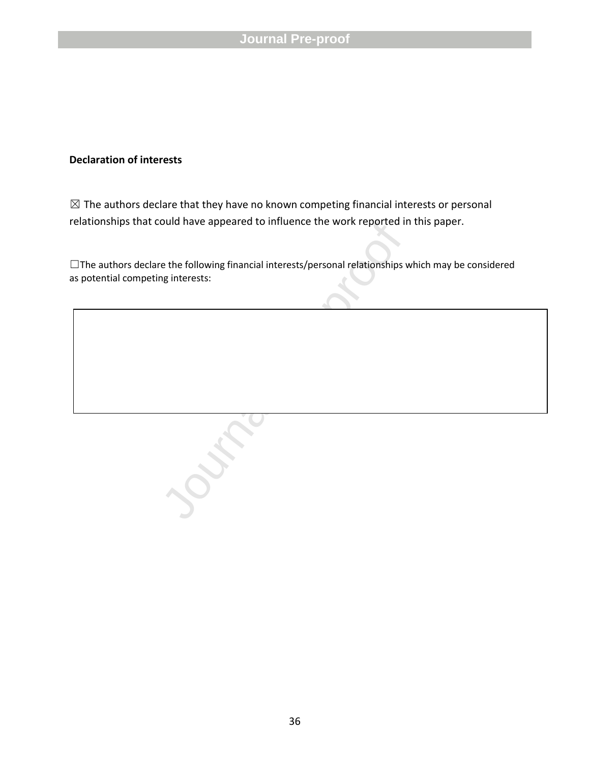**Declaration of interests**

☒ The authors declare that they have no known competing financial interests or personal relationships that could have appeared to influence the work reported in this paper.

☐The authors declare the following financial interests/personal relationships which may be considered as potential competing interests: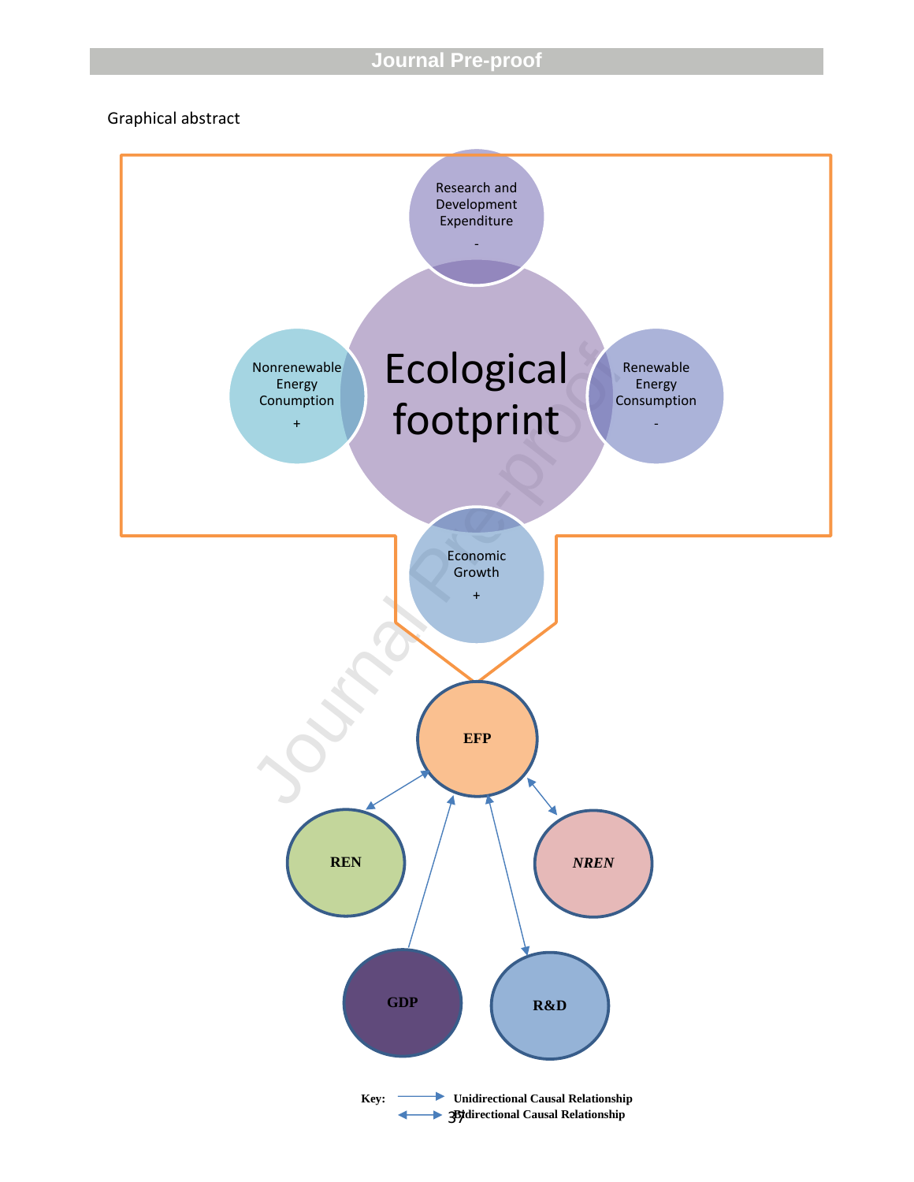Graphical abstract

Research and Development Expenditure
-

Nonrenewable Energy Conumption
+

Ecological footprint

Renewable Energy Consumption
-

Economic Growth
+

EFP

REN

*NREN*

GDP

R&D

Key: → Unidirectional Causal Relationship
↔ Bidirectional Causal Relationship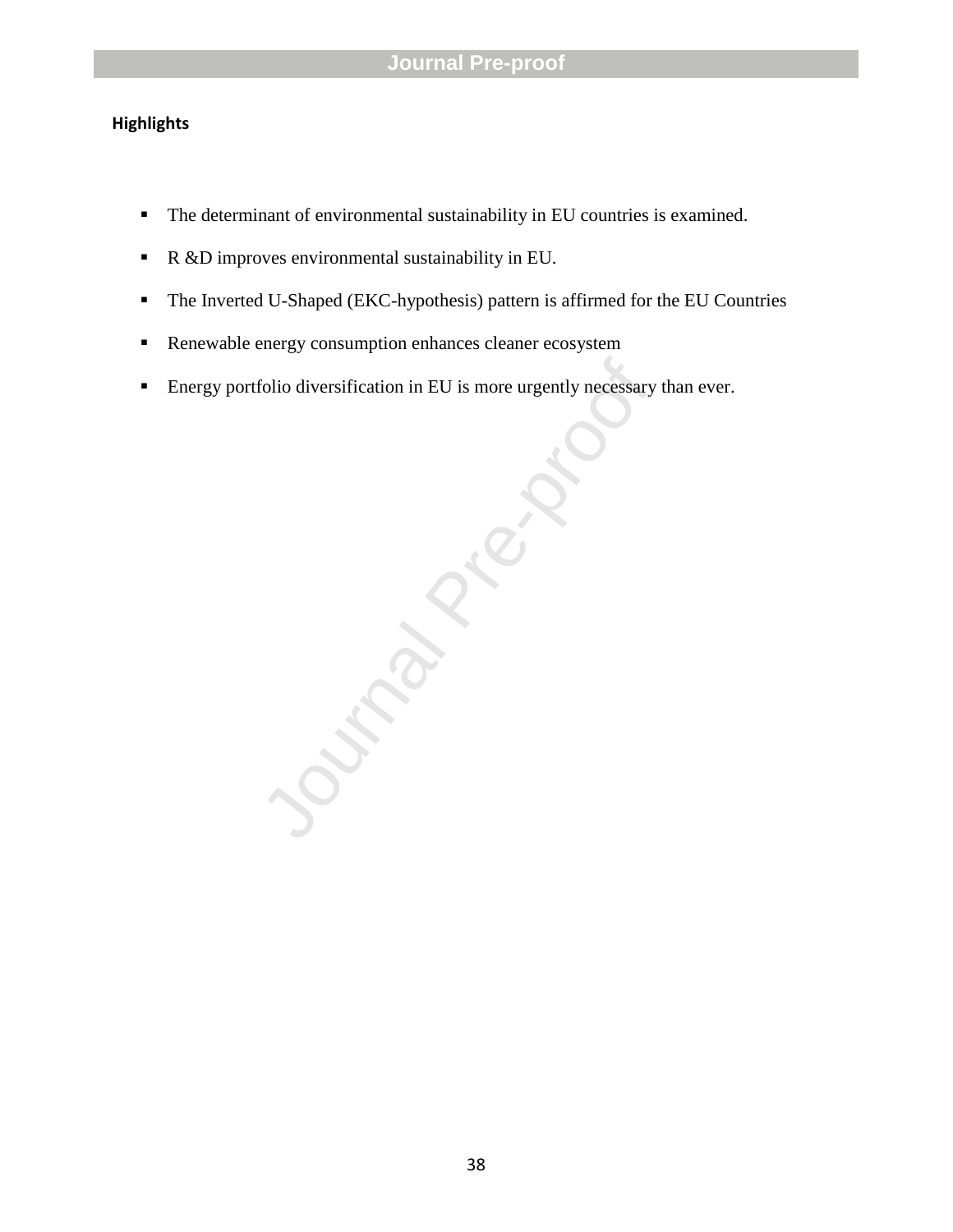**Highlights**

- The determinant of environmental sustainability in EU countries is examined.
- R &D improves environmental sustainability in EU.
- The Inverted U-Shaped (EKC-hypothesis) pattern is affirmed for the EU Countries
- Renewable energy consumption enhances cleaner ecosystem
- Energy portfolio diversification in EU is more urgently necessary than ever.